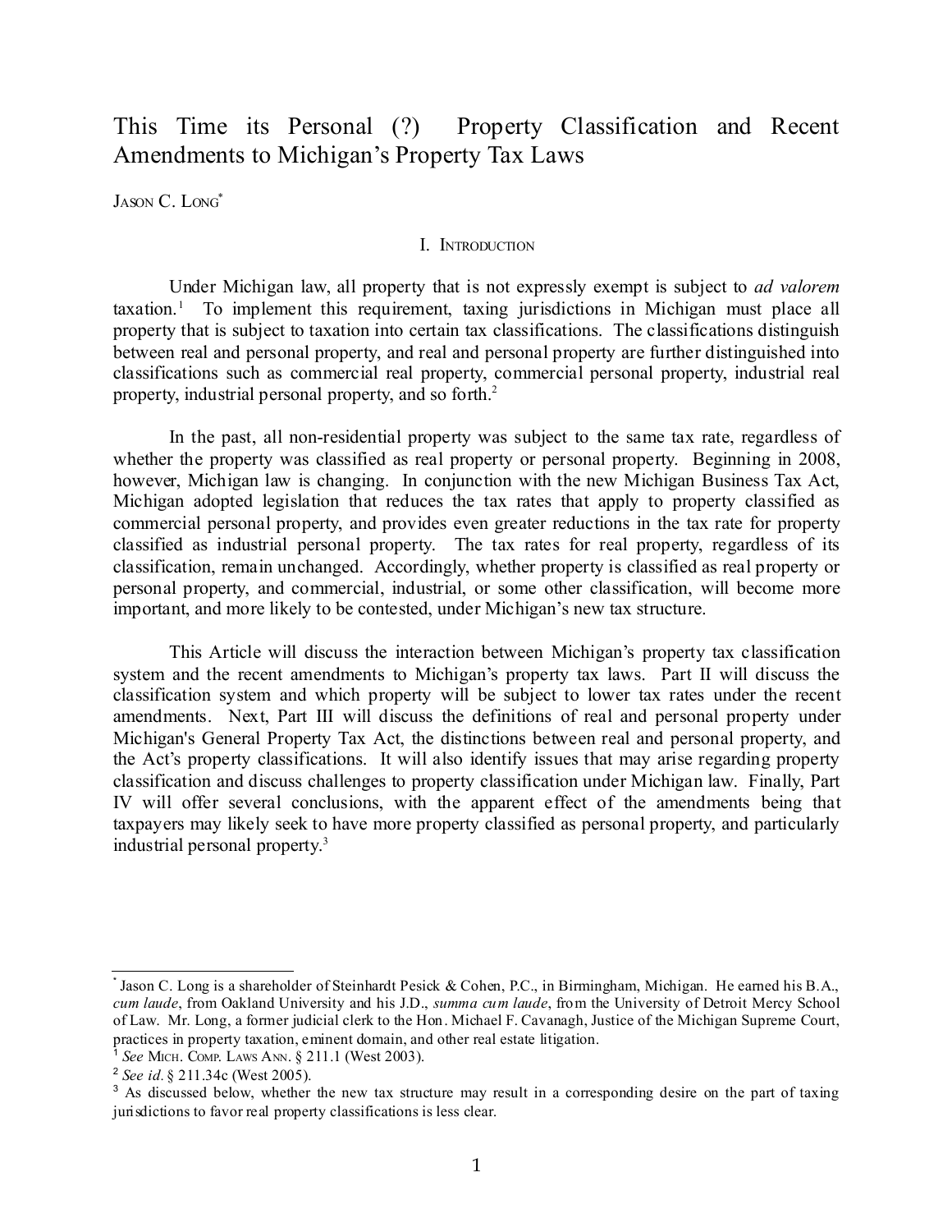# This Time its Personal (?) Property Classification and Recent Amendments to Michigan's Property Tax Laws

JASON C. LONG[*]

## I. INTRODUCTION

Under Michigan law, all property that is not expressly exempt is subject to *ad valorem* taxation.[1] To implement this requirement, taxing jurisdictions in Michigan must place all property that is subject to taxation into certain tax classifications. The classifications distinguish between real and personal property, and real and personal property are further distinguished into classifications such as commercial real property, commercial personal property, industrial real property, industrial personal property, and so forth.[2]

In the past, all non-residential property was subject to the same tax rate, regardless of whether the property was classified as real property or personal property. Beginning in 2008, however, Michigan law is changing. In conjunction with the new Michigan Business Tax Act, Michigan adopted legislation that reduces the tax rates that apply to property classified as commercial personal property, and provides even greater reductions in the tax rate for property classified as industrial personal property. The tax rates for real property, regardless of its classification, remain unchanged. Accordingly, whether property is classified as real property or personal property, and commercial, industrial, or some other classification, will become more important, and more likely to be contested, under Michigan's new tax structure.

This Article will discuss the interaction between Michigan's property tax classification system and the recent amendments to Michigan's property tax laws. Part II will discuss the classification system and which property will be subject to lower tax rates under the recent amendments. Next, Part III will discuss the definitions of real and personal property under Michigan's General Property Tax Act, the distinctions between real and personal property, and the Act's property classifications. It will also identify issues that may arise regarding property classification and discuss challenges to property classification under Michigan law. Finally, Part IV will offer several conclusions, with the apparent effect of the amendments being that taxpayers may likely seek to have more property classified as personal property, and particularly industrial personal property.[3]

---

[*] Jason C. Long is a shareholder of Steinhardt Pesick & Cohen, P.C., in Birmingham, Michigan. He earned his B.A., *cum laude*, from Oakland University and his J.D., *summa cum laude*, from the University of Detroit Mercy School of Law. Mr. Long, a former judicial clerk to the Hon. Michael F. Cavanagh, Justice of the Michigan Supreme Court, practices in property taxation, eminent domain, and other real estate litigation.

[1] *See* MICH. COMP. LAWS ANN. § 211.1 (West 2003).

[2] *See id.* § 211.34c (West 2005).

[3] As discussed below, whether the new tax structure may result in a corresponding desire on the part of taxing jurisdictions to favor real property classifications is less clear.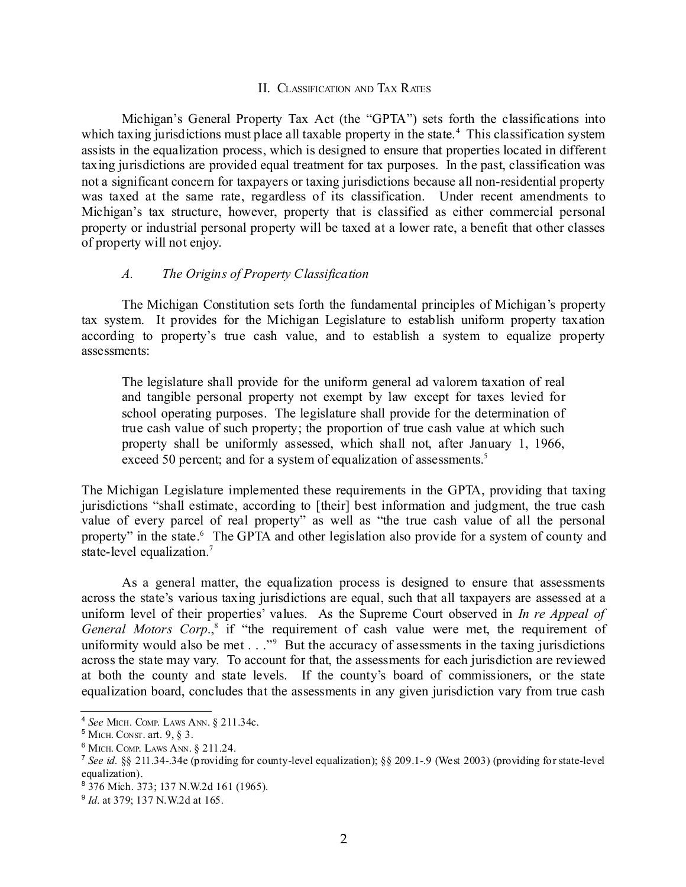## II. Classification and Tax Rates

Michigan's General Property Tax Act (the "GPTA") sets forth the classifications into which taxing jurisdictions must place all taxable property in the state.[4] This classification system assists in the equalization process, which is designed to ensure that properties located in different taxing jurisdictions are provided equal treatment for tax purposes. In the past, classification was not a significant concern for taxpayers or taxing jurisdictions because all non-residential property was taxed at the same rate, regardless of its classification. Under recent amendments to Michigan's tax structure, however, property that is classified as either commercial personal property or industrial personal property will be taxed at a lower rate, a benefit that other classes of property will not enjoy.

### *A. The Origins of Property Classification*

The Michigan Constitution sets forth the fundamental principles of Michigan's property tax system. It provides for the Michigan Legislature to establish uniform property taxation according to property's true cash value, and to establish a system to equalize property assessments:

> The legislature shall provide for the uniform general ad valorem taxation of real and tangible personal property not exempt by law except for taxes levied for school operating purposes. The legislature shall provide for the determination of true cash value of such property; the proportion of true cash value at which such property shall be uniformly assessed, which shall not, after January 1, 1966, exceed 50 percent; and for a system of equalization of assessments.[5]

The Michigan Legislature implemented these requirements in the GPTA, providing that taxing jurisdictions "shall estimate, according to [their] best information and judgment, the true cash value of every parcel of real property" as well as "the true cash value of all the personal property" in the state.[6] The GPTA and other legislation also provide for a system of county and state-level equalization.[7]

As a general matter, the equalization process is designed to ensure that assessments across the state's various taxing jurisdictions are equal, such that all taxpayers are assessed at a uniform level of their properties' values. As the Supreme Court observed in *In re Appeal of General Motors Corp.*,[8] if "the requirement of cash value were met, the requirement of uniformity would also be met . . ."[9] But the accuracy of assessments in the taxing jurisdictions across the state may vary. To account for that, the assessments for each jurisdiction are reviewed at both the county and state levels. If the county's board of commissioners, or the state equalization board, concludes that the assessments in any given jurisdiction vary from true cash

---

[4] *See* Mich. Comp. Laws Ann. § 211.34c.

[5] Mich. Const. art. 9, § 3.

[6] Mich. Comp. Laws Ann. § 211.24.

[7] *See id.* §§ 211.34-.34e (providing for county-level equalization); §§ 209.1-.9 (West 2003) (providing for state-level equalization).

[8] 376 Mich. 373; 137 N.W.2d 161 (1965).

[9] *Id.* at 379; 137 N.W.2d at 165.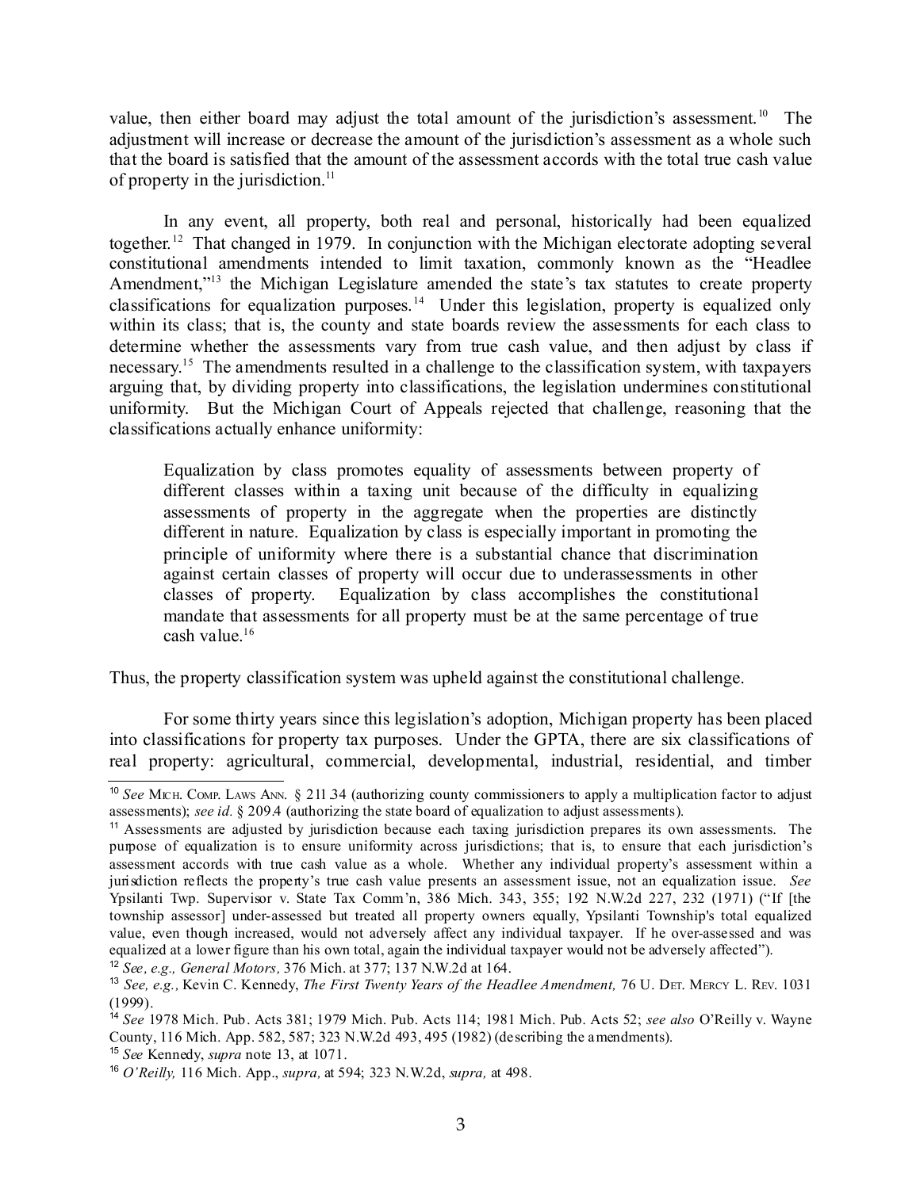value, then either board may adjust the total amount of the jurisdiction's assessment.[10] The adjustment will increase or decrease the amount of the jurisdiction's assessment as a whole such that the board is satisfied that the amount of the assessment accords with the total true cash value of property in the jurisdiction.[11]

In any event, all property, both real and personal, historically had been equalized together.[12] That changed in 1979. In conjunction with the Michigan electorate adopting several constitutional amendments intended to limit taxation, commonly known as the "Headlee Amendment,"[13] the Michigan Legislature amended the state's tax statutes to create property classifications for equalization purposes.[14] Under this legislation, property is equalized only within its class; that is, the county and state boards review the assessments for each class to determine whether the assessments vary from true cash value, and then adjust by class if necessary.[15] The amendments resulted in a challenge to the classification system, with taxpayers arguing that, by dividing property into classifications, the legislation undermines constitutional uniformity. But the Michigan Court of Appeals rejected that challenge, reasoning that the classifications actually enhance uniformity:

> Equalization by class promotes equality of assessments between property of different classes within a taxing unit because of the difficulty in equalizing assessments of property in the aggregate when the properties are distinctly different in nature. Equalization by class is especially important in promoting the principle of uniformity where there is a substantial chance that discrimination against certain classes of property will occur due to underassessments in other classes of property. Equalization by class accomplishes the constitutional mandate that assessments for all property must be at the same percentage of true cash value.[16]

Thus, the property classification system was upheld against the constitutional challenge.

For some thirty years since this legislation's adoption, Michigan property has been placed into classifications for property tax purposes. Under the GPTA, there are six classifications of real property: agricultural, commercial, developmental, industrial, residential, and timber

---

[10] *See* MICH. COMP. LAWS ANN. § 211.34 (authorizing county commissioners to apply a multiplication factor to adjust assessments); *see id.* § 209.4 (authorizing the state board of equalization to adjust assessments).

[11] Assessments are adjusted by jurisdiction because each taxing jurisdiction prepares its own assessments. The purpose of equalization is to ensure uniformity across jurisdictions; that is, to ensure that each jurisdiction's assessment accords with true cash value as a whole. Whether any individual property's assessment within a jurisdiction reflects the property's true cash value presents an assessment issue, not an equalization issue. *See* Ypsilanti Twp. Supervisor v. State Tax Comm'n, 386 Mich. 343, 355; 192 N.W.2d 227, 232 (1971) ("If [the township assessor] under-assessed but treated all property owners equally, Ypsilanti Township's total equalized value, even though increased, would not adversely affect any individual taxpayer. If he over-assessed and was equalized at a lower figure than his own total, again the individual taxpayer would not be adversely affected").

[12] *See, e.g., General Motors,* 376 Mich. at 377; 137 N.W.2d at 164.

[13] *See, e.g.,* Kevin C. Kennedy, *The First Twenty Years of the Headlee Amendment,* 76 U. DET. MERCY L. REV. 1031 (1999).

[14] *See* 1978 Mich. Pub. Acts 381; 1979 Mich. Pub. Acts 114; 1981 Mich. Pub. Acts 52; *see also* O'Reilly v. Wayne County, 116 Mich. App. 582, 587; 323 N.W.2d 493, 495 (1982) (describing the amendments).

[15] *See* Kennedy, *supra* note 13, at 1071.

[16] *O'Reilly,* 116 Mich. App., *supra,* at 594; 323 N.W.2d, *supra,* at 498.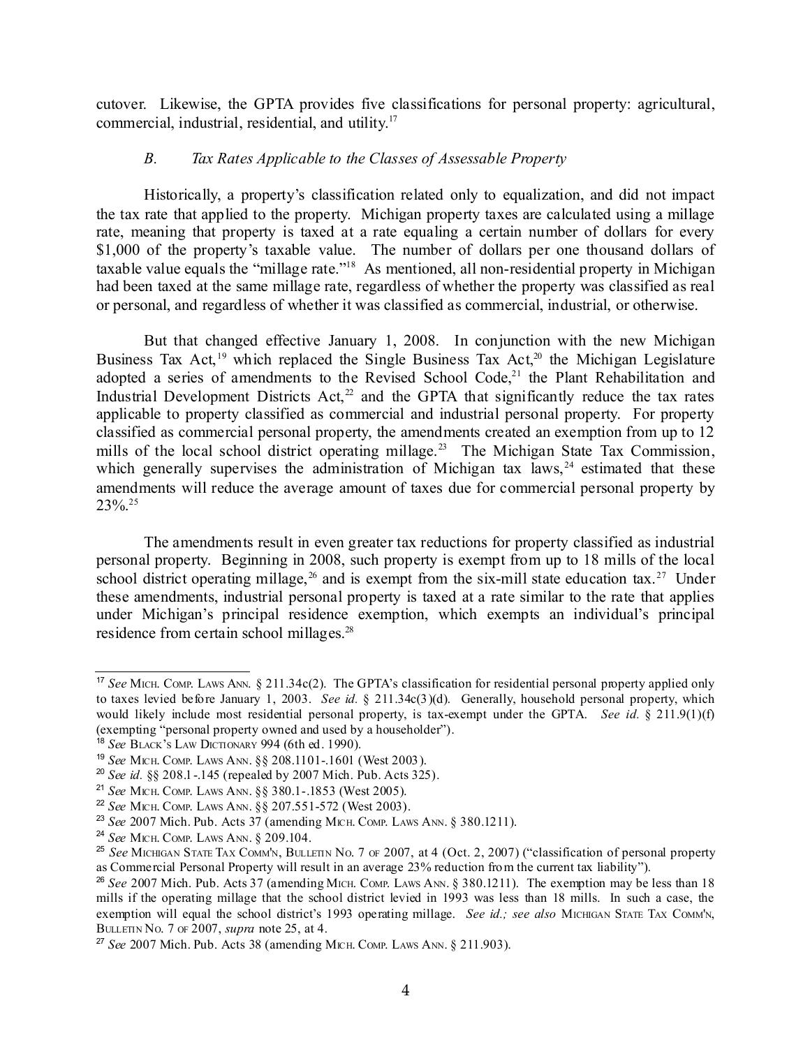cutover. Likewise, the GPTA provides five classifications for personal property: agricultural, commercial, industrial, residential, and utility.[17]

### *B. Tax Rates Applicable to the Classes of Assessable Property*

Historically, a property's classification related only to equalization, and did not impact the tax rate that applied to the property. Michigan property taxes are calculated using a millage rate, meaning that property is taxed at a rate equaling a certain number of dollars for every $1,000 of the property's taxable value. The number of dollars per one thousand dollars of taxable value equals the "millage rate."[18] As mentioned, all non-residential property in Michigan had been taxed at the same millage rate, regardless of whether the property was classified as real or personal, and regardless of whether it was classified as commercial, industrial, or otherwise.

But that changed effective January 1, 2008. In conjunction with the new Michigan Business Tax Act,[19] which replaced the Single Business Tax Act,[20] the Michigan Legislature adopted a series of amendments to the Revised School Code,[21] the Plant Rehabilitation and Industrial Development Districts Act,[22] and the GPTA that significantly reduce the tax rates applicable to property classified as commercial and industrial personal property. For property classified as commercial personal property, the amendments created an exemption from up to 12 mills of the local school district operating millage.[23] The Michigan State Tax Commission, which generally supervises the administration of Michigan tax laws,[24] estimated that these amendments will reduce the average amount of taxes due for commercial personal property by 23%.[25]

The amendments result in even greater tax reductions for property classified as industrial personal property. Beginning in 2008, such property is exempt from up to 18 mills of the local school district operating millage,[26] and is exempt from the six-mill state education tax.[27] Under these amendments, industrial personal property is taxed at a rate similar to the rate that applies under Michigan's principal residence exemption, which exempts an individual's principal residence from certain school millages.[28]

---

[17] *See* MICH. COMP. LAWS ANN. § 211.34c(2). The GPTA's classification for residential personal property applied only to taxes levied before January 1, 2003. *See id.* § 211.34c(3)(d). Generally, household personal property, which would likely include most residential personal property, is tax-exempt under the GPTA. *See id.* § 211.9(1)(f) (exempting "personal property owned and used by a householder").

[18] *See* BLACK'S LAW DICTIONARY 994 (6th ed. 1990).

[19] *See* MICH. COMP. LAWS ANN. §§ 208.1101-.1601 (West 2003).

[20] *See id.* §§ 208.1-.145 (repealed by 2007 Mich. Pub. Acts 325).

[21] *See* MICH. COMP. LAWS ANN. §§ 380.1-.1853 (West 2005).

[22] *See* MICH. COMP. LAWS ANN. §§ 207.551-572 (West 2003).

[23] *See* 2007 Mich. Pub. Acts 37 (amending MICH. COMP. LAWS ANN. § 380.1211).

[24] *See* MICH. COMP. LAWS ANN. § 209.104.

[25] *See* MICHIGAN STATE TAX COMM'N, BULLETIN NO. 7 OF 2007, at 4 (Oct. 2, 2007) ("classification of personal property as Commercial Personal Property will result in an average 23% reduction from the current tax liability").

[26] *See* 2007 Mich. Pub. Acts 37 (amending MICH. COMP. LAWS ANN. § 380.1211). The exemption may be less than 18 mills if the operating millage that the school district levied in 1993 was less than 18 mills. In such a case, the exemption will equal the school district's 1993 operating millage. *See id.; see also* MICHIGAN STATE TAX COMM'N, BULLETIN NO. 7 OF 2007, *supra* note 25, at 4.

[27] *See* 2007 Mich. Pub. Acts 38 (amending MICH. COMP. LAWS ANN. § 211.903).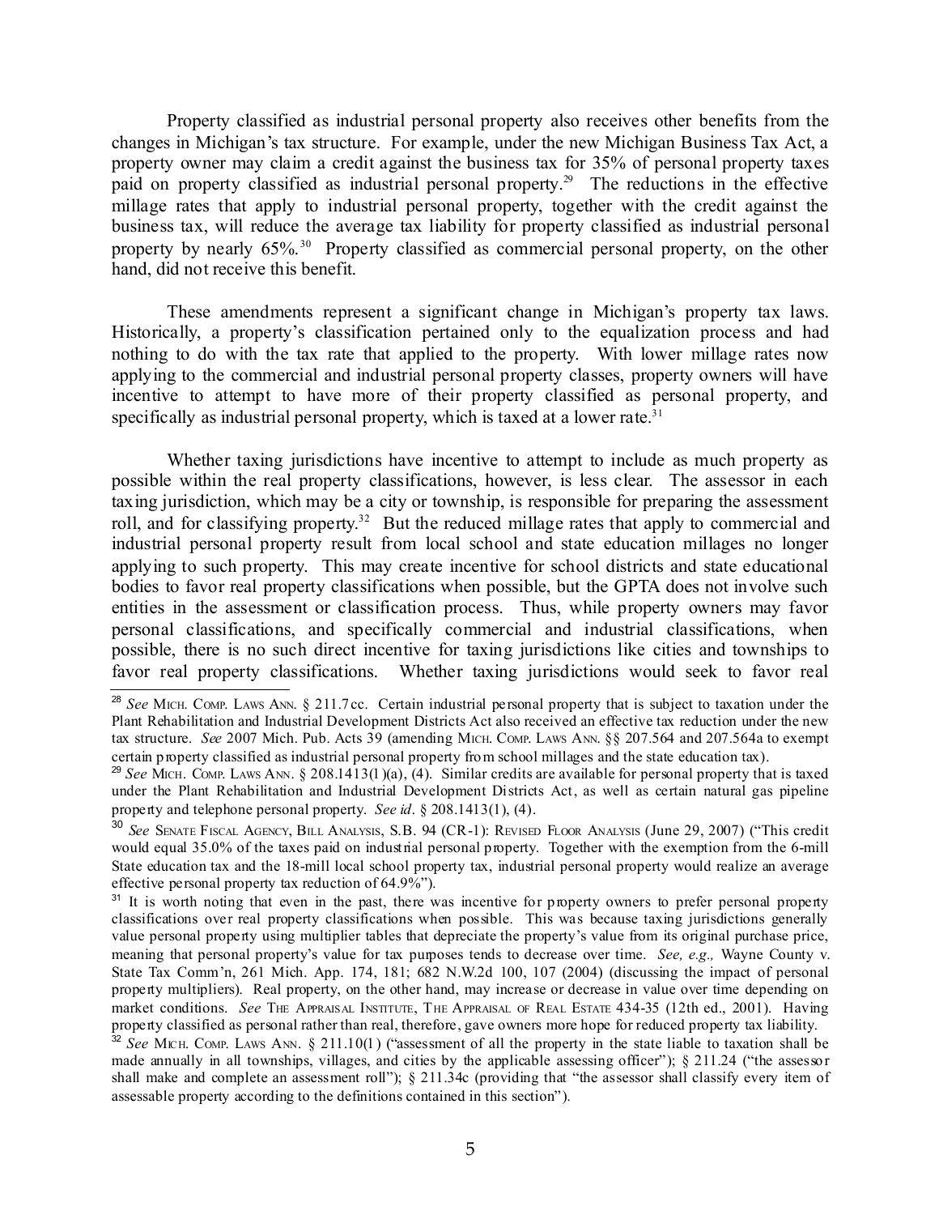Property classified as industrial personal property also receives other benefits from the changes in Michigan's tax structure. For example, under the new Michigan Business Tax Act, a property owner may claim a credit against the business tax for 35% of personal property taxes paid on property classified as industrial personal property.[29] The reductions in the effective millage rates that apply to industrial personal property, together with the credit against the business tax, will reduce the average tax liability for property classified as industrial personal property by nearly 65%.[30] Property classified as commercial personal property, on the other hand, did not receive this benefit.

These amendments represent a significant change in Michigan's property tax laws. Historically, a property's classification pertained only to the equalization process and had nothing to do with the tax rate that applied to the property. With lower millage rates now applying to the commercial and industrial personal property classes, property owners will have incentive to attempt to have more of their property classified as personal property, and specifically as industrial personal property, which is taxed at a lower rate.[31]

Whether taxing jurisdictions have incentive to attempt to include as much property as possible within the real property classifications, however, is less clear. The assessor in each taxing jurisdiction, which may be a city or township, is responsible for preparing the assessment roll, and for classifying property.[32] But the reduced millage rates that apply to commercial and industrial personal property result from local school and state education millages no longer applying to such property. This may create incentive for school districts and state educational bodies to favor real property classifications when possible, but the GPTA does not involve such entities in the assessment or classification process. Thus, while property owners may favor personal classifications, and specifically commercial and industrial classifications, when possible, there is no such direct incentive for taxing jurisdictions like cities and townships to favor real property classifications. Whether taxing jurisdictions would seek to favor real

---

[28] *See* MICH. COMP. LAWS ANN. § 211.7cc. Certain industrial personal property that is subject to taxation under the Plant Rehabilitation and Industrial Development Districts Act also received an effective tax reduction under the new tax structure. *See* 2007 Mich. Pub. Acts 39 (amending MICH. COMP. LAWS ANN. §§ 207.564 and 207.564a to exempt certain property classified as industrial personal property from school millages and the state education tax).

[29] *See* MICH. COMP. LAWS ANN. § 208.1413(1)(a), (4). Similar credits are available for personal property that is taxed under the Plant Rehabilitation and Industrial Development Districts Act, as well as certain natural gas pipeline property and telephone personal property. *See id*. § 208.1413(1), (4).

[30] *See* SENATE FISCAL AGENCY, BILL ANALYSIS, S.B. 94 (CR-1): REVISED FLOOR ANALYSIS (June 29, 2007) ("This credit would equal 35.0% of the taxes paid on industrial personal property. Together with the exemption from the 6-mill State education tax and the 18-mill local school property tax, industrial personal property would realize an average effective personal property tax reduction of 64.9%").

[31] It is worth noting that even in the past, there was incentive for property owners to prefer personal property classifications over real property classifications when possible. This was because taxing jurisdictions generally value personal property using multiplier tables that depreciate the property's value from its original purchase price, meaning that personal property's value for tax purposes tends to decrease over time. *See, e.g.,* Wayne County v. State Tax Comm'n, 261 Mich. App. 174, 181; 682 N.W.2d 100, 107 (2004) (discussing the impact of personal property multipliers). Real property, on the other hand, may increase or decrease in value over time depending on market conditions. *See* THE APPRAISAL INSTITUTE, THE APPRAISAL OF REAL ESTATE 434-35 (12th ed., 2001). Having property classified as personal rather than real, therefore, gave owners more hope for reduced property tax liability.

[32] *See* MICH. COMP. LAWS ANN. § 211.10(1) ("assessment of all the property in the state liable to taxation shall be made annually in all townships, villages, and cities by the applicable assessing officer"); § 211.24 ("the assessor shall make and complete an assessment roll"); § 211.34c (providing that "the assessor shall classify every item of assessable property according to the definitions contained in this section").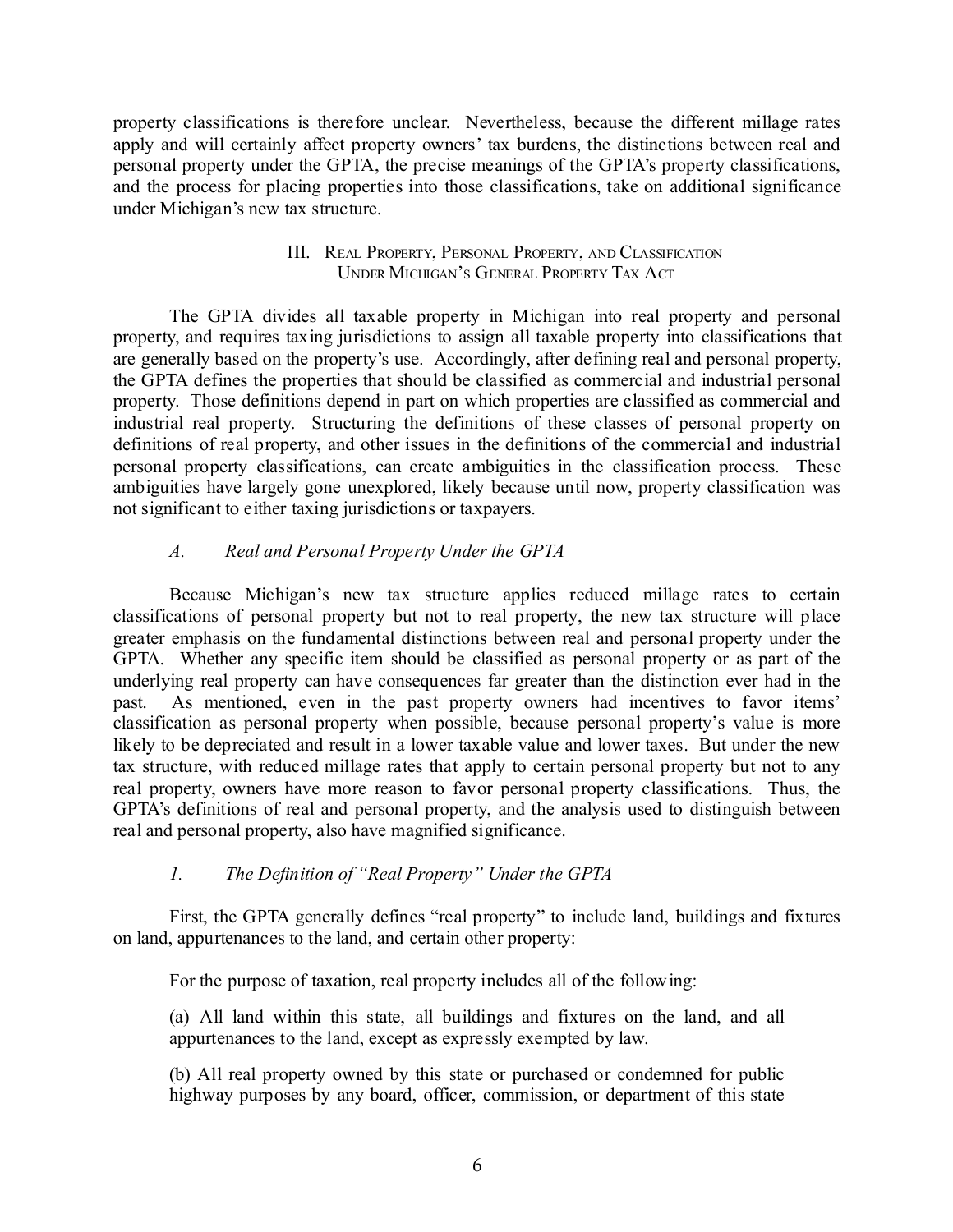property classifications is therefore unclear. Nevertheless, because the different millage rates apply and will certainly affect property owners' tax burdens, the distinctions between real and personal property under the GPTA, the precise meanings of the GPTA's property classifications, and the process for placing properties into those classifications, take on additional significance under Michigan's new tax structure.

## III. Real Property, Personal Property, and Classification Under Michigan's General Property Tax Act

The GPTA divides all taxable property in Michigan into real property and personal property, and requires taxing jurisdictions to assign all taxable property into classifications that are generally based on the property's use. Accordingly, after defining real and personal property, the GPTA defines the properties that should be classified as commercial and industrial personal property. Those definitions depend in part on which properties are classified as commercial and industrial real property. Structuring the definitions of these classes of personal property on definitions of real property, and other issues in the definitions of the commercial and industrial personal property classifications, can create ambiguities in the classification process. These ambiguities have largely gone unexplored, likely because until now, property classification was not significant to either taxing jurisdictions or taxpayers.

### *A. Real and Personal Property Under the GPTA*

Because Michigan's new tax structure applies reduced millage rates to certain classifications of personal property but not to real property, the new tax structure will place greater emphasis on the fundamental distinctions between real and personal property under the GPTA. Whether any specific item should be classified as personal property or as part of the underlying real property can have consequences far greater than the distinction ever had in the past. As mentioned, even in the past property owners had incentives to favor items' classification as personal property when possible, because personal property's value is more likely to be depreciated and result in a lower taxable value and lower taxes. But under the new tax structure, with reduced millage rates that apply to certain personal property but not to any real property, owners have more reason to favor personal property classifications. Thus, the GPTA's definitions of real and personal property, and the analysis used to distinguish between real and personal property, also have magnified significance.

#### *1. The Definition of "Real Property" Under the GPTA*

First, the GPTA generally defines "real property" to include land, buildings and fixtures on land, appurtenances to the land, and certain other property:

> For the purpose of taxation, real property includes all of the following:
>
> (a) All land within this state, all buildings and fixtures on the land, and all appurtenances to the land, except as expressly exempted by law.
>
> (b) All real property owned by this state or purchased or condemned for public highway purposes by any board, officer, commission, or department of this state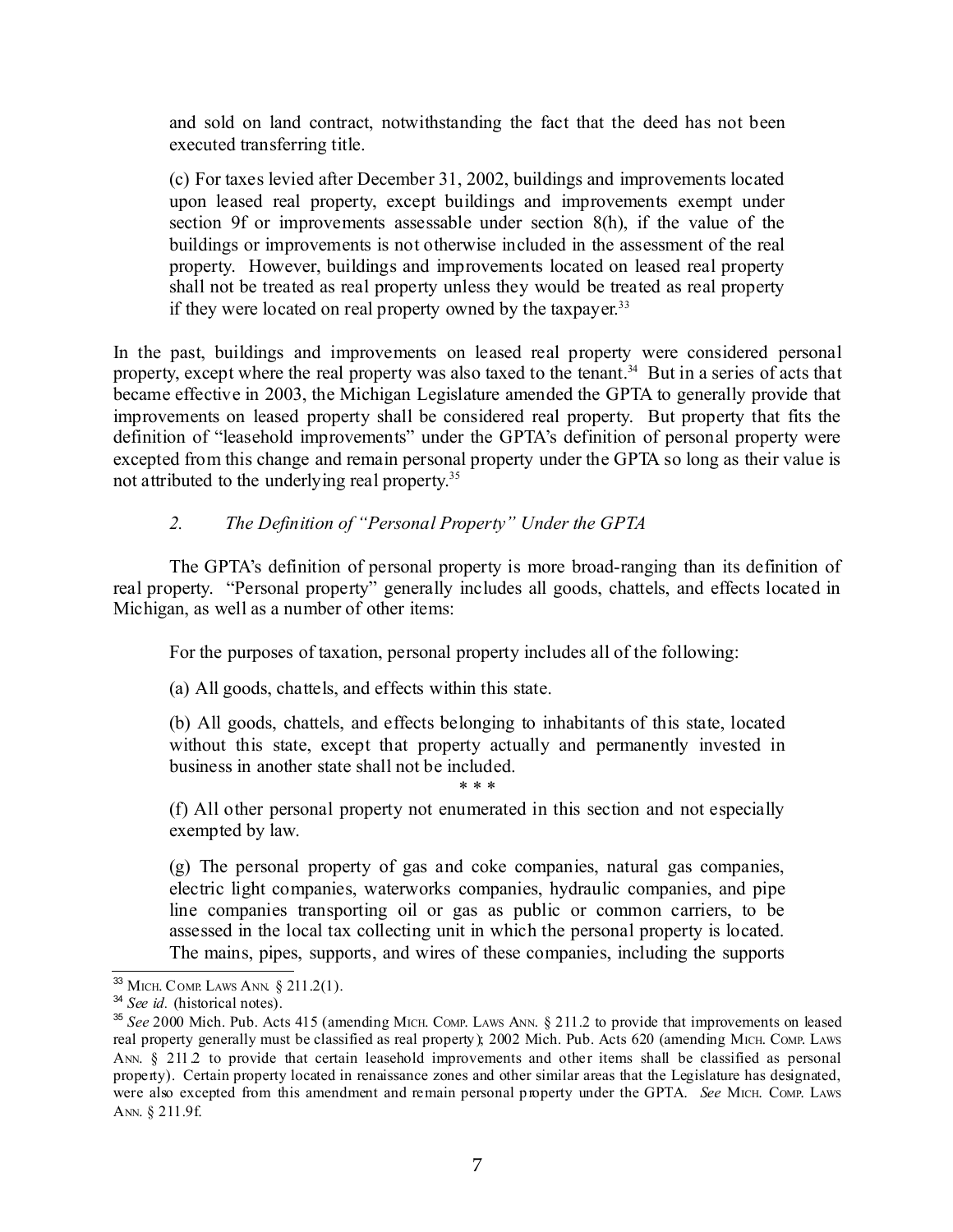> and sold on land contract, notwithstanding the fact that the deed has not been executed transferring title.
>
> (c) For taxes levied after December 31, 2002, buildings and improvements located upon leased real property, except buildings and improvements exempt under section 9f or improvements assessable under section 8(h), if the value of the buildings or improvements is not otherwise included in the assessment of the real property. However, buildings and improvements located on leased real property shall not be treated as real property unless they would be treated as real property if they were located on real property owned by the taxpayer.[33]

In the past, buildings and improvements on leased real property were considered personal property, except where the real property was also taxed to the tenant.[34] But in a series of acts that became effective in 2003, the Michigan Legislature amended the GPTA to generally provide that improvements on leased property shall be considered real property. But property that fits the definition of "leasehold improvements" under the GPTA's definition of personal property were excepted from this change and remain personal property under the GPTA so long as their value is not attributed to the underlying real property.[35]

### *2. The Definition of "Personal Property" Under the GPTA*

The GPTA's definition of personal property is more broad-ranging than its definition of real property. "Personal property" generally includes all goods, chattels, and effects located in Michigan, as well as a number of other items:

> For the purposes of taxation, personal property includes all of the following:
>
> (a) All goods, chattels, and effects within this state.
>
> (b) All goods, chattels, and effects belonging to inhabitants of this state, located without this state, except that property actually and permanently invested in business in another state shall not be included.
>
> \* \* \*
>
> (f) All other personal property not enumerated in this section and not especially exempted by law.
>
> (g) The personal property of gas and coke companies, natural gas companies, electric light companies, waterworks companies, hydraulic companies, and pipe line companies transporting oil or gas as public or common carriers, to be assessed in the local tax collecting unit in which the personal property is located. The mains, pipes, supports, and wires of these companies, including the supports

---

[33] MICH. COMP. LAWS ANN. § 211.2(1).

[34] *See id.* (historical notes).

[35] *See* 2000 Mich. Pub. Acts 415 (amending MICH. COMP. LAWS ANN. § 211.2 to provide that improvements on leased real property generally must be classified as real property); 2002 Mich. Pub. Acts 620 (amending MICH. COMP. LAWS ANN. § 211.2 to provide that certain leasehold improvements and other items shall be classified as personal property). Certain property located in renaissance zones and other similar areas that the Legislature has designated, were also excepted from this amendment and remain personal property under the GPTA. *See* MICH. COMP. LAWS ANN. § 211.9f.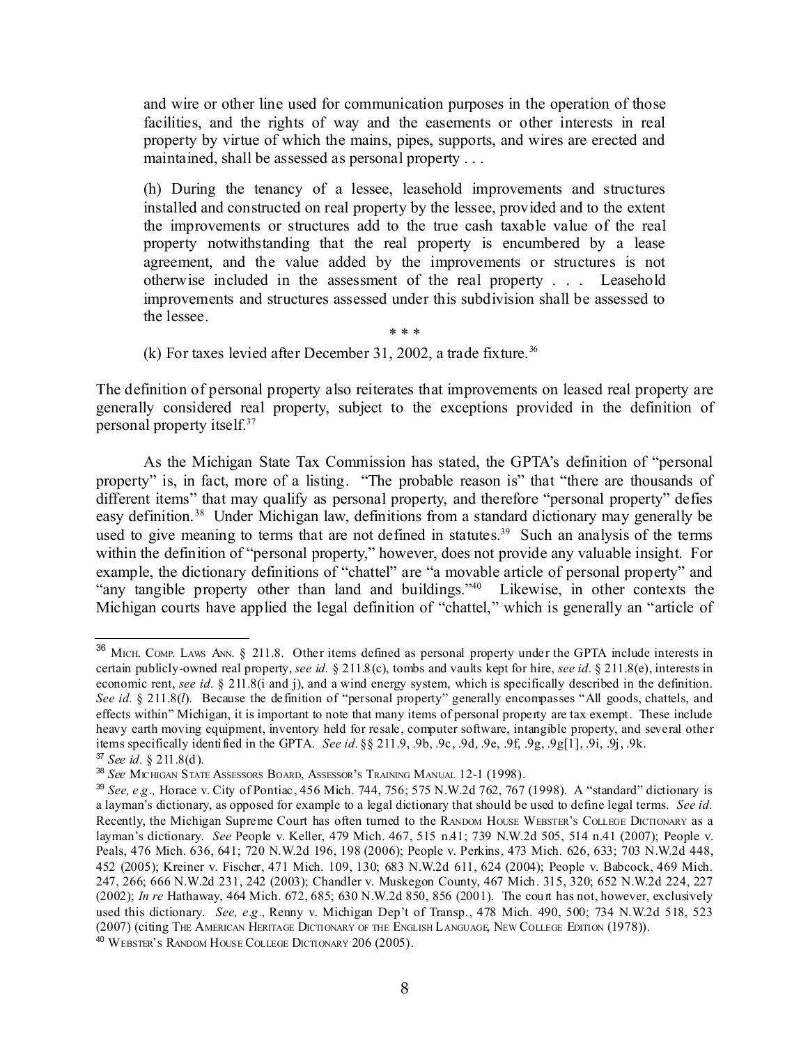> and wire or other line used for communication purposes in the operation of those facilities, and the rights of way and the easements or other interests in real property by virtue of which the mains, pipes, supports, and wires are erected and maintained, shall be assessed as personal property . . .
>
> (h) During the tenancy of a lessee, leasehold improvements and structures installed and constructed on real property by the lessee, provided and to the extent the improvements or structures add to the true cash taxable value of the real property notwithstanding that the real property is encumbered by a lease agreement, and the value added by the improvements or structures is not otherwise included in the assessment of the real property . . . Leasehold improvements and structures assessed under this subdivision shall be assessed to the lessee.
>
> \* \* \*
>
> (k) For taxes levied after December 31, 2002, a trade fixture.[36]

The definition of personal property also reiterates that improvements on leased real property are generally considered real property, subject to the exceptions provided in the definition of personal property itself.[37]

As the Michigan State Tax Commission has stated, the GPTA's definition of "personal property" is, in fact, more of a listing. "The probable reason is" that "there are thousands of different items" that may qualify as personal property, and therefore "personal property" defies easy definition.[38] Under Michigan law, definitions from a standard dictionary may generally be used to give meaning to terms that are not defined in statutes.[39] Such an analysis of the terms within the definition of "personal property," however, does not provide any valuable insight. For example, the dictionary definitions of "chattel" are "a movable article of personal property" and "any tangible property other than land and buildings."[40] Likewise, in other contexts the Michigan courts have applied the legal definition of "chattel," which is generally an "article of

---

[36] MICH. COMP. LAWS ANN. § 211.8. Other items defined as personal property under the GPTA include interests in certain publicly-owned real property, *see id.* § 211.8(c), tombs and vaults kept for hire, *see id.* § 211.8(e), interests in economic rent, *see id.* § 211.8(i and j), and a wind energy system, which is specifically described in the definition. *See id.* § 211.8(*l*). Because the definition of "personal property" generally encompasses "All goods, chattels, and effects within" Michigan, it is important to note that many items of personal property are tax exempt. These include heavy earth moving equipment, inventory held for resale, computer software, intangible property, and several other items specifically identified in the GPTA. *See id.* §§ 211.9, .9b, .9c, .9d, .9e, .9f, .9g, .9g[1], .9i, .9j, .9k.

[37] *See id.* § 211.8(d).

[38] *See* MICHIGAN STATE ASSESSORS BOARD, ASSESSOR'S TRAINING MANUAL 12-1 (1998).

[39] *See, e.g.,* Horace v. City of Pontiac, 456 Mich. 744, 756; 575 N.W.2d 762, 767 (1998). A "standard" dictionary is a layman's dictionary, as opposed for example to a legal dictionary that should be used to define legal terms. *See id.* Recently, the Michigan Supreme Court has often turned to the RANDOM HOUSE WEBSTER'S COLLEGE DICTIONARY as a layman's dictionary. *See* People v. Keller, 479 Mich. 467, 515 n.41; 739 N.W.2d 505, 514 n.41 (2007); People v. Peals, 476 Mich. 636, 641; 720 N.W.2d 196, 198 (2006); People v. Perkins, 473 Mich. 626, 633; 703 N.W.2d 448, 452 (2005); Kreiner v. Fischer, 471 Mich. 109, 130; 683 N.W.2d 611, 624 (2004); People v. Babcock, 469 Mich. 247, 266; 666 N.W.2d 231, 242 (2003); Chandler v. Muskegon County, 467 Mich. 315, 320; 652 N.W.2d 224, 227 (2002); *In re* Hathaway, 464 Mich. 672, 685; 630 N.W.2d 850, 856 (2001). The court has not, however, exclusively used this dictionary. *See, e.g.,* Renny v. Michigan Dep't of Transp., 478 Mich. 490, 500; 734 N.W.2d 518, 523 (2007) (citing THE AMERICAN HERITAGE DICTIONARY OF THE ENGLISH LANGUAGE, NEW COLLEGE EDITION (1978)).

[40] WEBSTER'S RANDOM HOUSE COLLEGE DICTIONARY 206 (2005).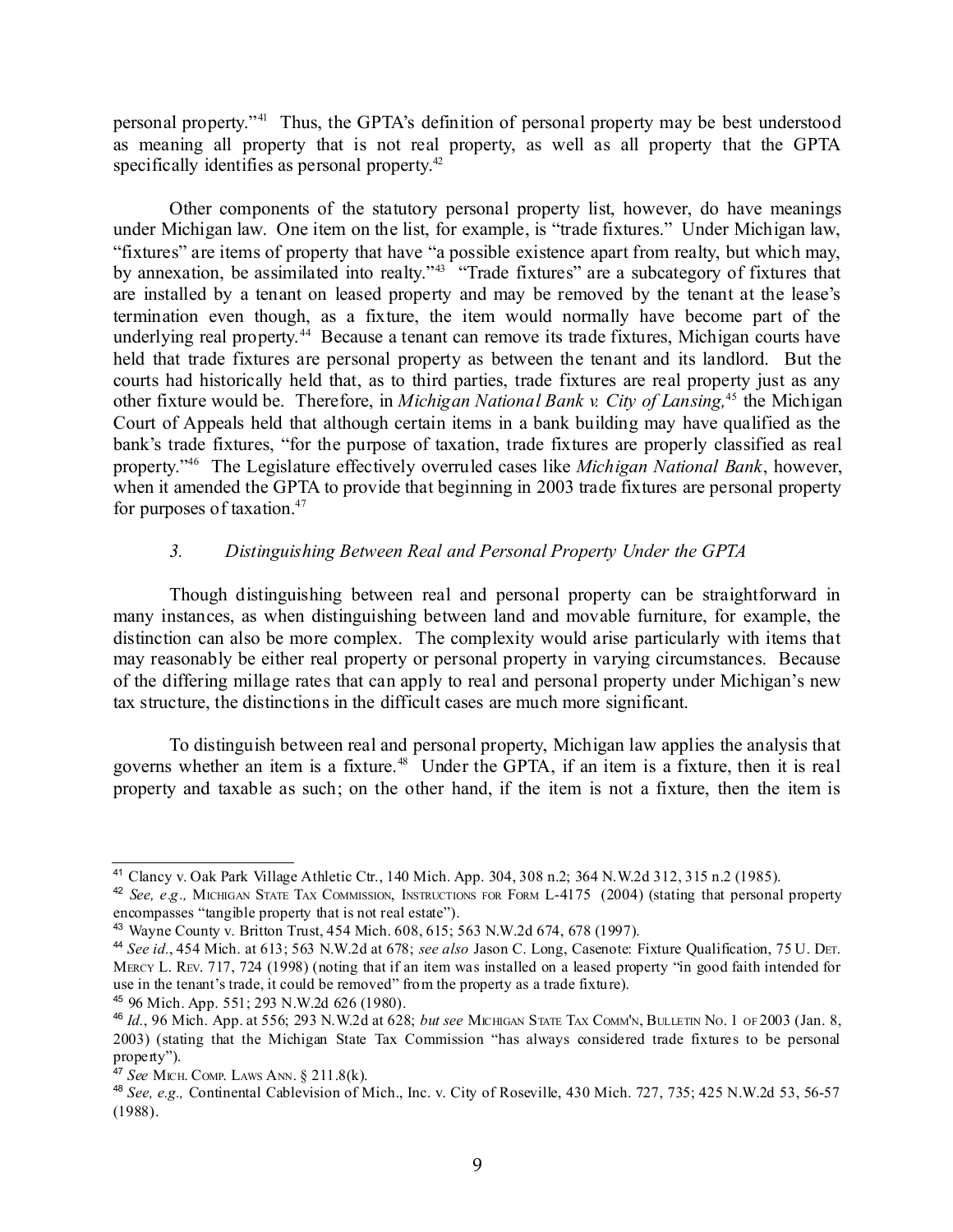personal property."[41] Thus, the GPTA's definition of personal property may be best understood as meaning all property that is not real property, as well as all property that the GPTA specifically identifies as personal property.[42]

Other components of the statutory personal property list, however, do have meanings under Michigan law. One item on the list, for example, is "trade fixtures." Under Michigan law, "fixtures" are items of property that have "a possible existence apart from realty, but which may, by annexation, be assimilated into realty."[43] "Trade fixtures" are a subcategory of fixtures that are installed by a tenant on leased property and may be removed by the tenant at the lease's termination even though, as a fixture, the item would normally have become part of the underlying real property.[44] Because a tenant can remove its trade fixtures, Michigan courts have held that trade fixtures are personal property as between the tenant and its landlord. But the courts had historically held that, as to third parties, trade fixtures are real property just as any other fixture would be. Therefore, in *Michigan National Bank v. City of Lansing,*[45] the Michigan Court of Appeals held that although certain items in a bank building may have qualified as the bank's trade fixtures, "for the purpose of taxation, trade fixtures are properly classified as real property."[46] The Legislature effectively overruled cases like *Michigan National Bank*, however, when it amended the GPTA to provide that beginning in 2003 trade fixtures are personal property for purposes of taxation.[47]

### *3. Distinguishing Between Real and Personal Property Under the GPTA*

Though distinguishing between real and personal property can be straightforward in many instances, as when distinguishing between land and movable furniture, for example, the distinction can also be more complex. The complexity would arise particularly with items that may reasonably be either real property or personal property in varying circumstances. Because of the differing millage rates that can apply to real and personal property under Michigan's new tax structure, the distinctions in the difficult cases are much more significant.

To distinguish between real and personal property, Michigan law applies the analysis that governs whether an item is a fixture.[48] Under the GPTA, if an item is a fixture, then it is real property and taxable as such; on the other hand, if the item is not a fixture, then the item is

---

[41] Clancy v. Oak Park Village Athletic Ctr., 140 Mich. App. 304, 308 n.2; 364 N.W.2d 312, 315 n.2 (1985).

[42] *See, e.g.,* Michigan State Tax Commission, Instructions for Form L-4175 (2004) (stating that personal property encompasses "tangible property that is not real estate").

[43] Wayne County v. Britton Trust, 454 Mich. 608, 615; 563 N.W.2d 674, 678 (1997).

[44] *See id.*, 454 Mich. at 613; 563 N.W.2d at 678; *see also* Jason C. Long, Casenote: Fixture Qualification, 75 U. Det. Mercy L. Rev. 717, 724 (1998) (noting that if an item was installed on a leased property "in good faith intended for use in the tenant's trade, it could be removed" from the property as a trade fixture).

[45] 96 Mich. App. 551; 293 N.W.2d 626 (1980).

[46] *Id.*, 96 Mich. App. at 556; 293 N.W.2d at 628; *but see* Michigan State Tax Comm'n, Bulletin No. 1 of 2003 (Jan. 8, 2003) (stating that the Michigan State Tax Commission "has always considered trade fixtures to be personal property").

[47] *See* Mich. Comp. Laws Ann. § 211.8(k).

[48] *See, e.g.,* Continental Cablevision of Mich., Inc. v. City of Roseville, 430 Mich. 727, 735; 425 N.W.2d 53, 56-57 (1988).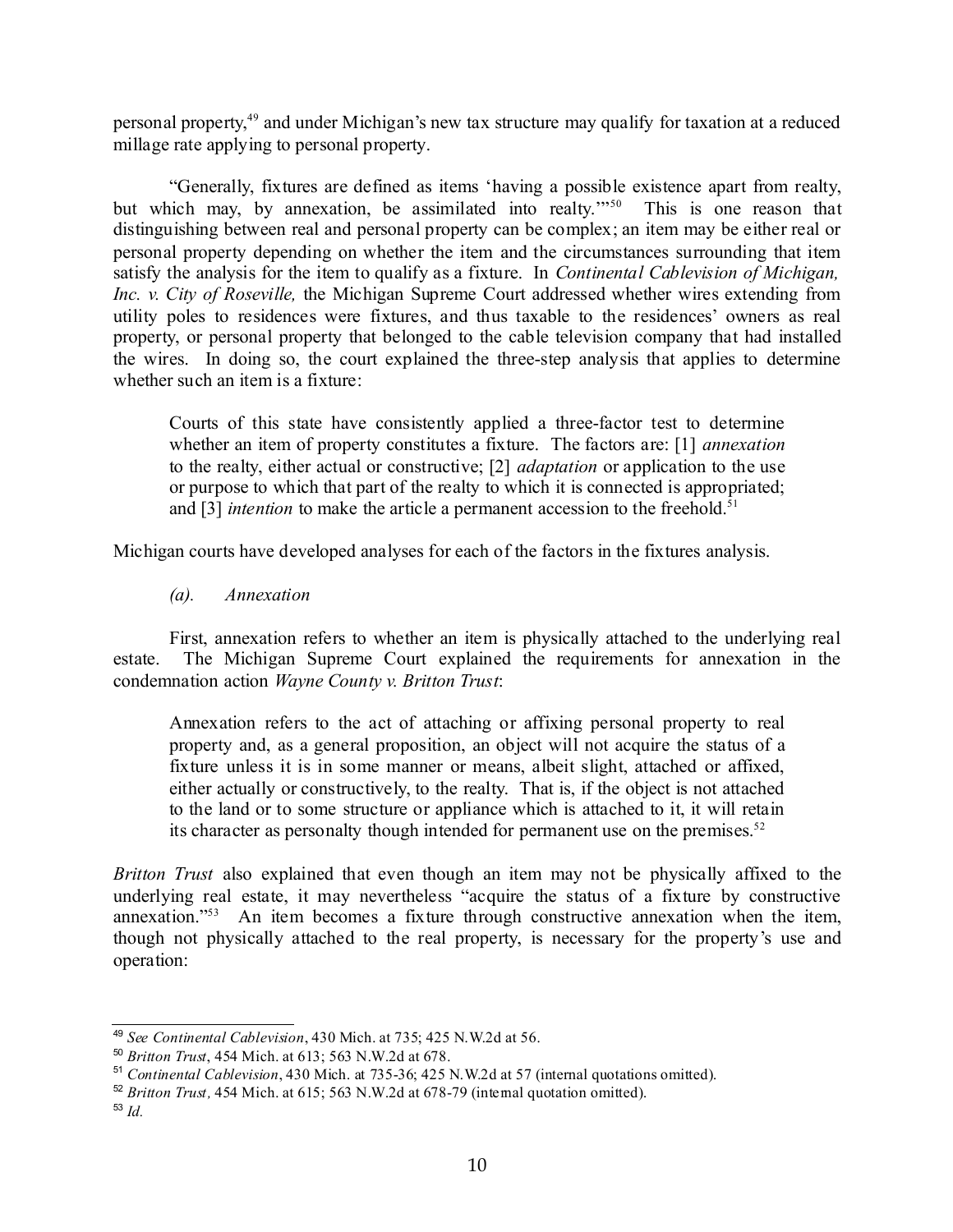personal property,[49] and under Michigan's new tax structure may qualify for taxation at a reduced millage rate applying to personal property.

"Generally, fixtures are defined as items 'having a possible existence apart from realty, but which may, by annexation, be assimilated into realty.'"[50] This is one reason that distinguishing between real and personal property can be complex; an item may be either real or personal property depending on whether the item and the circumstances surrounding that item satisfy the analysis for the item to qualify as a fixture. In *Continental Cablevision of Michigan, Inc. v. City of Roseville,* the Michigan Supreme Court addressed whether wires extending from utility poles to residences were fixtures, and thus taxable to the residences' owners as real property, or personal property that belonged to the cable television company that had installed the wires. In doing so, the court explained the three-step analysis that applies to determine whether such an item is a fixture:

> Courts of this state have consistently applied a three-factor test to determine whether an item of property constitutes a fixture. The factors are: [1] *annexation* to the realty, either actual or constructive; [2] *adaptation* or application to the use or purpose to which that part of the realty to which it is connected is appropriated; and [3] *intention* to make the article a permanent accession to the freehold.[51]

Michigan courts have developed analyses for each of the factors in the fixtures analysis.

*(a). Annexation*

First, annexation refers to whether an item is physically attached to the underlying real estate. The Michigan Supreme Court explained the requirements for annexation in the condemnation action *Wayne County v. Britton Trust*:

> Annexation refers to the act of attaching or affixing personal property to real property and, as a general proposition, an object will not acquire the status of a fixture unless it is in some manner or means, albeit slight, attached or affixed, either actually or constructively, to the realty. That is, if the object is not attached to the land or to some structure or appliance which is attached to it, it will retain its character as personalty though intended for permanent use on the premises.[52]

*Britton Trust* also explained that even though an item may not be physically affixed to the underlying real estate, it may nevertheless "acquire the status of a fixture by constructive annexation."[53] An item becomes a fixture through constructive annexation when the item, though not physically attached to the real property, is necessary for the property's use and operation:

---

[49] *See Continental Cablevision*, 430 Mich. at 735; 425 N.W.2d at 56.

[50] *Britton Trust*, 454 Mich. at 613; 563 N.W.2d at 678.

[51] *Continental Cablevision*, 430 Mich. at 735-36; 425 N.W.2d at 57 (internal quotations omitted).

[52] *Britton Trust,* 454 Mich. at 615; 563 N.W.2d at 678-79 (internal quotation omitted).

[53] *Id.*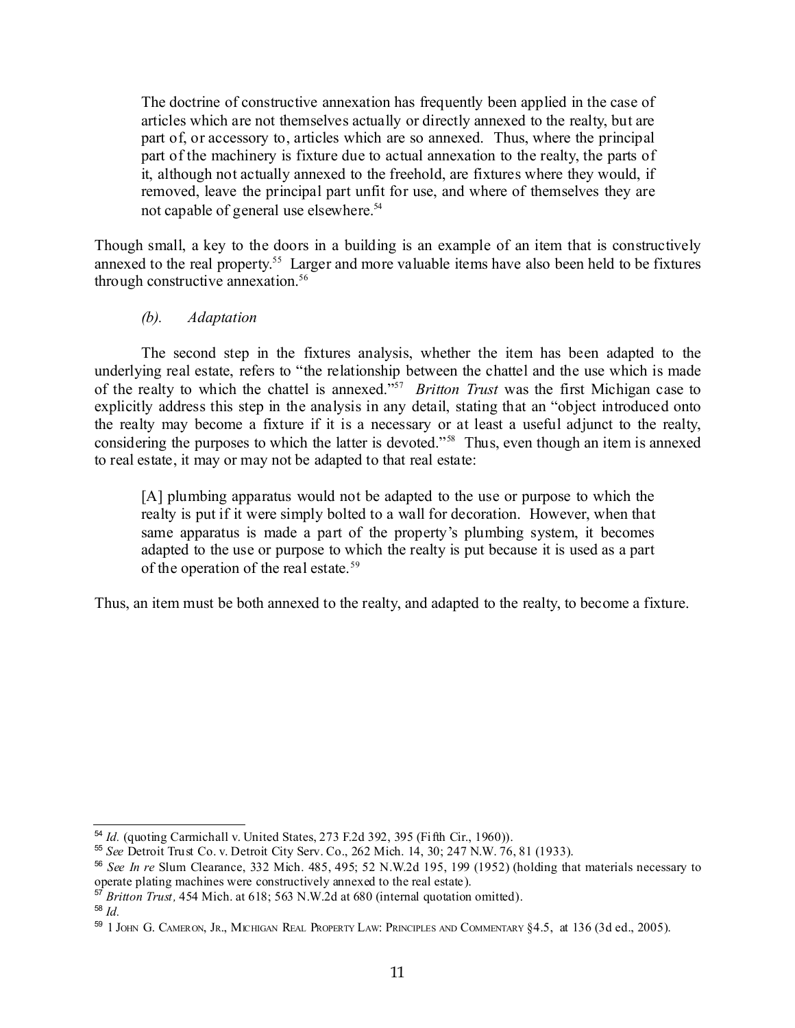> The doctrine of constructive annexation has frequently been applied in the case of articles which are not themselves actually or directly annexed to the realty, but are part of, or accessory to, articles which are so annexed. Thus, where the principal part of the machinery is fixture due to actual annexation to the realty, the parts of it, although not actually annexed to the freehold, are fixtures where they would, if removed, leave the principal part unfit for use, and where of themselves they are not capable of general use elsewhere.[54]

Though small, a key to the doors in a building is an example of an item that is constructively annexed to the real property.[55] Larger and more valuable items have also been held to be fixtures through constructive annexation.[56]

*(b). Adaptation*

The second step in the fixtures analysis, whether the item has been adapted to the underlying real estate, refers to "the relationship between the chattel and the use which is made of the realty to which the chattel is annexed."[57] *Britton Trust* was the first Michigan case to explicitly address this step in the analysis in any detail, stating that an "object introduced onto the realty may become a fixture if it is a necessary or at least a useful adjunct to the realty, considering the purposes to which the latter is devoted."[58] Thus, even though an item is annexed to real estate, it may or may not be adapted to that real estate:

> [A] plumbing apparatus would not be adapted to the use or purpose to which the realty is put if it were simply bolted to a wall for decoration. However, when that same apparatus is made a part of the property's plumbing system, it becomes adapted to the use or purpose to which the realty is put because it is used as a part of the operation of the real estate.[59]

Thus, an item must be both annexed to the realty, and adapted to the realty, to become a fixture.

---

[54] *Id.* (quoting Carmichall v. United States, 273 F.2d 392, 395 (Fifth Cir., 1960)).

[55] *See* Detroit Trust Co. v. Detroit City Serv. Co., 262 Mich. 14, 30; 247 N.W. 76, 81 (1933).

[56] *See In re* Slum Clearance, 332 Mich. 485, 495; 52 N.W.2d 195, 199 (1952) (holding that materials necessary to operate plating machines were constructively annexed to the real estate).

[57] *Britton Trust,* 454 Mich. at 618; 563 N.W.2d at 680 (internal quotation omitted).

[58] *Id.*

[59] 1 John G. Cameron, Jr., Michigan Real Property Law: Principles and Commentary §4.5, at 136 (3d ed., 2005).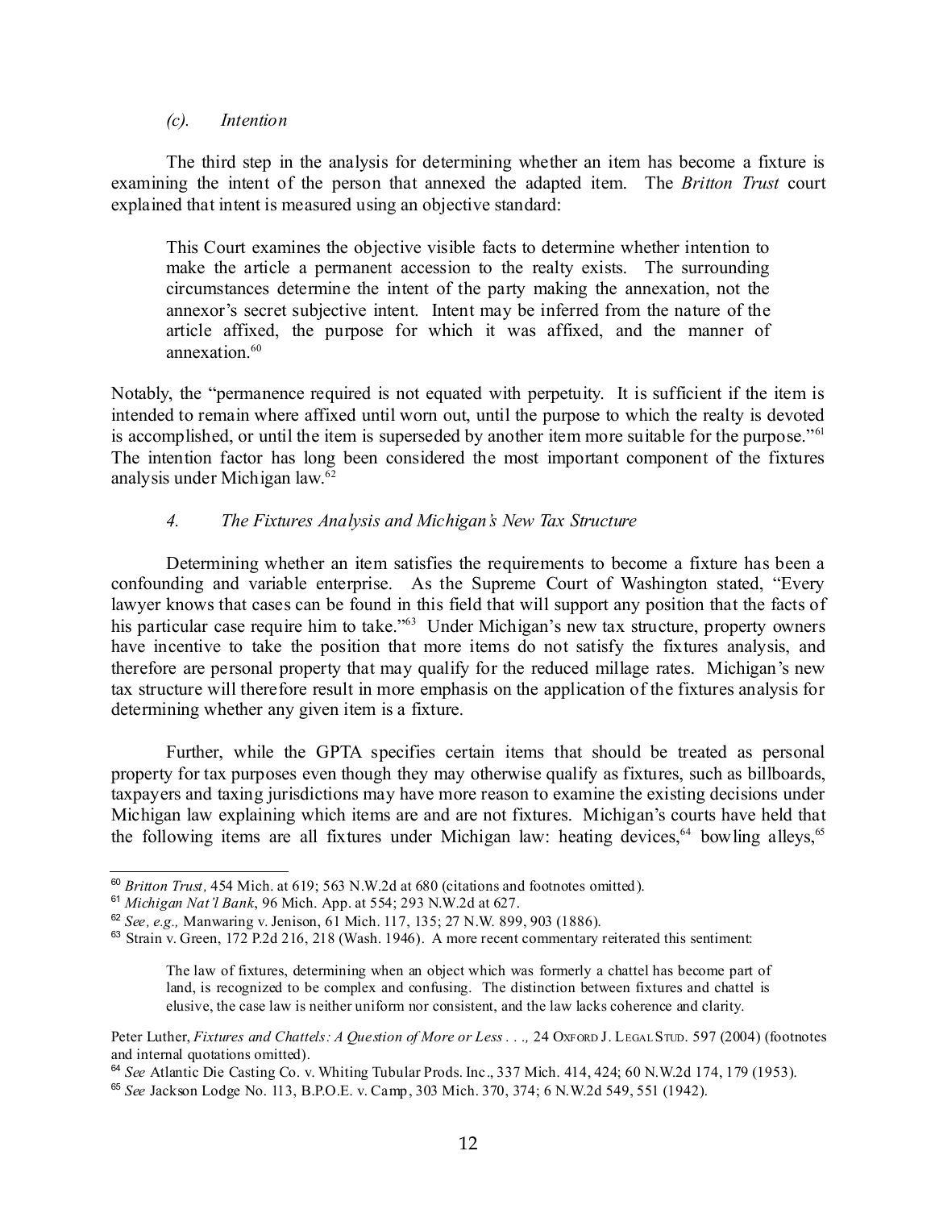*(c). Intention*

The third step in the analysis for determining whether an item has become a fixture is examining the intent of the person that annexed the adapted item. The *Britton Trust* court explained that intent is measured using an objective standard:

> This Court examines the objective visible facts to determine whether intention to make the article a permanent accession to the realty exists. The surrounding circumstances determine the intent of the party making the annexation, not the annexor's secret subjective intent. Intent may be inferred from the nature of the article affixed, the purpose for which it was affixed, and the manner of annexation.[60]

Notably, the "permanence required is not equated with perpetuity. It is sufficient if the item is intended to remain where affixed until worn out, until the purpose to which the realty is devoted is accomplished, or until the item is superseded by another item more suitable for the purpose."[61] The intention factor has long been considered the most important component of the fixtures analysis under Michigan law.[62]

*4. The Fixtures Analysis and Michigan's New Tax Structure*

Determining whether an item satisfies the requirements to become a fixture has been a confounding and variable enterprise. As the Supreme Court of Washington stated, "Every lawyer knows that cases can be found in this field that will support any position that the facts of his particular case require him to take."[63] Under Michigan's new tax structure, property owners have incentive to take the position that more items do not satisfy the fixtures analysis, and therefore are personal property that may qualify for the reduced millage rates. Michigan's new tax structure will therefore result in more emphasis on the application of the fixtures analysis for determining whether any given item is a fixture.

Further, while the GPTA specifies certain items that should be treated as personal property for tax purposes even though they may otherwise qualify as fixtures, such as billboards, taxpayers and taxing jurisdictions may have more reason to examine the existing decisions under Michigan law explaining which items are and are not fixtures. Michigan's courts have held that the following items are all fixtures under Michigan law: heating devices,[64] bowling alleys,[65]

---

[60] *Britton Trust,* 454 Mich. at 619; 563 N.W.2d at 680 (citations and footnotes omitted).

[61] *Michigan Nat'l Bank*, 96 Mich. App. at 554; 293 N.W.2d at 627.

[62] *See, e.g.,* Manwaring v. Jenison, 61 Mich. 117, 135; 27 N.W. 899, 903 (1886).

[63] Strain v. Green, 172 P.2d 216, 218 (Wash. 1946). A more recent commentary reiterated this sentiment:

> The law of fixtures, determining when an object which was formerly a chattel has become part of land, is recognized to be complex and confusing. The distinction between fixtures and chattel is elusive, the case law is neither uniform nor consistent, and the law lacks coherence and clarity.

Peter Luther, *Fixtures and Chattels: A Question of More or Less . . .,* 24 OXFORD J. LEGAL STUD. 597 (2004) (footnotes and internal quotations omitted).

[64] *See* Atlantic Die Casting Co. v. Whiting Tubular Prods. Inc., 337 Mich. 414, 424; 60 N.W.2d 174, 179 (1953).

[65] *See* Jackson Lodge No. 113, B.P.O.E. v. Camp, 303 Mich. 370, 374; 6 N.W.2d 549, 551 (1942).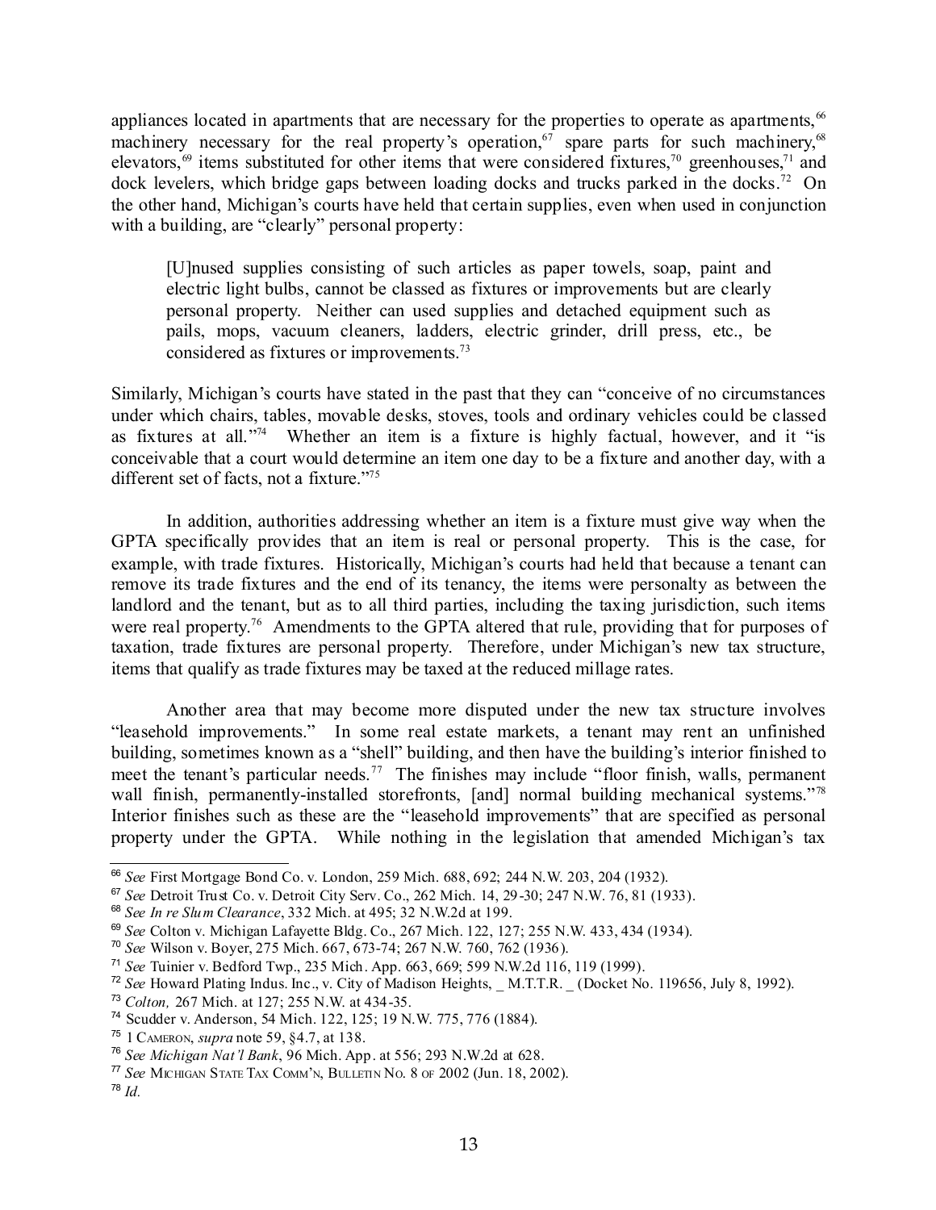appliances located in apartments that are necessary for the properties to operate as apartments,[66] machinery necessary for the real property's operation,[67] spare parts for such machinery,[68] elevators,[69] items substituted for other items that were considered fixtures,[70] greenhouses,[71] and dock levelers, which bridge gaps between loading docks and trucks parked in the docks.[72] On the other hand, Michigan's courts have held that certain supplies, even when used in conjunction with a building, are "clearly" personal property:

> [U]nused supplies consisting of such articles as paper towels, soap, paint and electric light bulbs, cannot be classed as fixtures or improvements but are clearly personal property. Neither can used supplies and detached equipment such as pails, mops, vacuum cleaners, ladders, electric grinder, drill press, etc., be considered as fixtures or improvements.[73]

Similarly, Michigan's courts have stated in the past that they can "conceive of no circumstances under which chairs, tables, movable desks, stoves, tools and ordinary vehicles could be classed as fixtures at all."[74] Whether an item is a fixture is highly factual, however, and it "is conceivable that a court would determine an item one day to be a fixture and another day, with a different set of facts, not a fixture."[75]

In addition, authorities addressing whether an item is a fixture must give way when the GPTA specifically provides that an item is real or personal property. This is the case, for example, with trade fixtures. Historically, Michigan's courts had held that because a tenant can remove its trade fixtures and the end of its tenancy, the items were personalty as between the landlord and the tenant, but as to all third parties, including the taxing jurisdiction, such items were real property.[76] Amendments to the GPTA altered that rule, providing that for purposes of taxation, trade fixtures are personal property. Therefore, under Michigan's new tax structure, items that qualify as trade fixtures may be taxed at the reduced millage rates.

Another area that may become more disputed under the new tax structure involves "leasehold improvements." In some real estate markets, a tenant may rent an unfinished building, sometimes known as a "shell" building, and then have the building's interior finished to meet the tenant's particular needs.[77] The finishes may include "floor finish, walls, permanent wall finish, permanently-installed storefronts, [and] normal building mechanical systems."[78] Interior finishes such as these are the "leasehold improvements" that are specified as personal property under the GPTA. While nothing in the legislation that amended Michigan's tax

---

[66] *See* First Mortgage Bond Co. v. London, 259 Mich. 688, 692; 244 N.W. 203, 204 (1932).

[67] *See* Detroit Trust Co. v. Detroit City Serv. Co., 262 Mich. 14, 29-30; 247 N.W. 76, 81 (1933).

[68] *See In re Slum Clearance*, 332 Mich. at 495; 32 N.W.2d at 199.

[69] *See* Colton v. Michigan Lafayette Bldg. Co., 267 Mich. 122, 127; 255 N.W. 433, 434 (1934).

[70] *See* Wilson v. Boyer, 275 Mich. 667, 673-74; 267 N.W. 760, 762 (1936).

[71] *See* Tuinier v. Bedford Twp., 235 Mich. App. 663, 669; 599 N.W.2d 116, 119 (1999).

[72] *See* Howard Plating Indus. Inc., v. City of Madison Heights, _ M.T.T.R. _ (Docket No. 119656, July 8, 1992).

[73] *Colton,* 267 Mich. at 127; 255 N.W. at 434-35.

[74] Scudder v. Anderson, 54 Mich. 122, 125; 19 N.W. 775, 776 (1884).

[75] 1 CAMERON, *supra* note 59, §4.7, at 138.

[76] *See Michigan Nat'l Bank*, 96 Mich. App. at 556; 293 N.W.2d at 628.

[77] *See* MICHIGAN STATE TAX COMM'N, BULLETIN NO. 8 OF 2002 (Jun. 18, 2002).

[78] *Id.*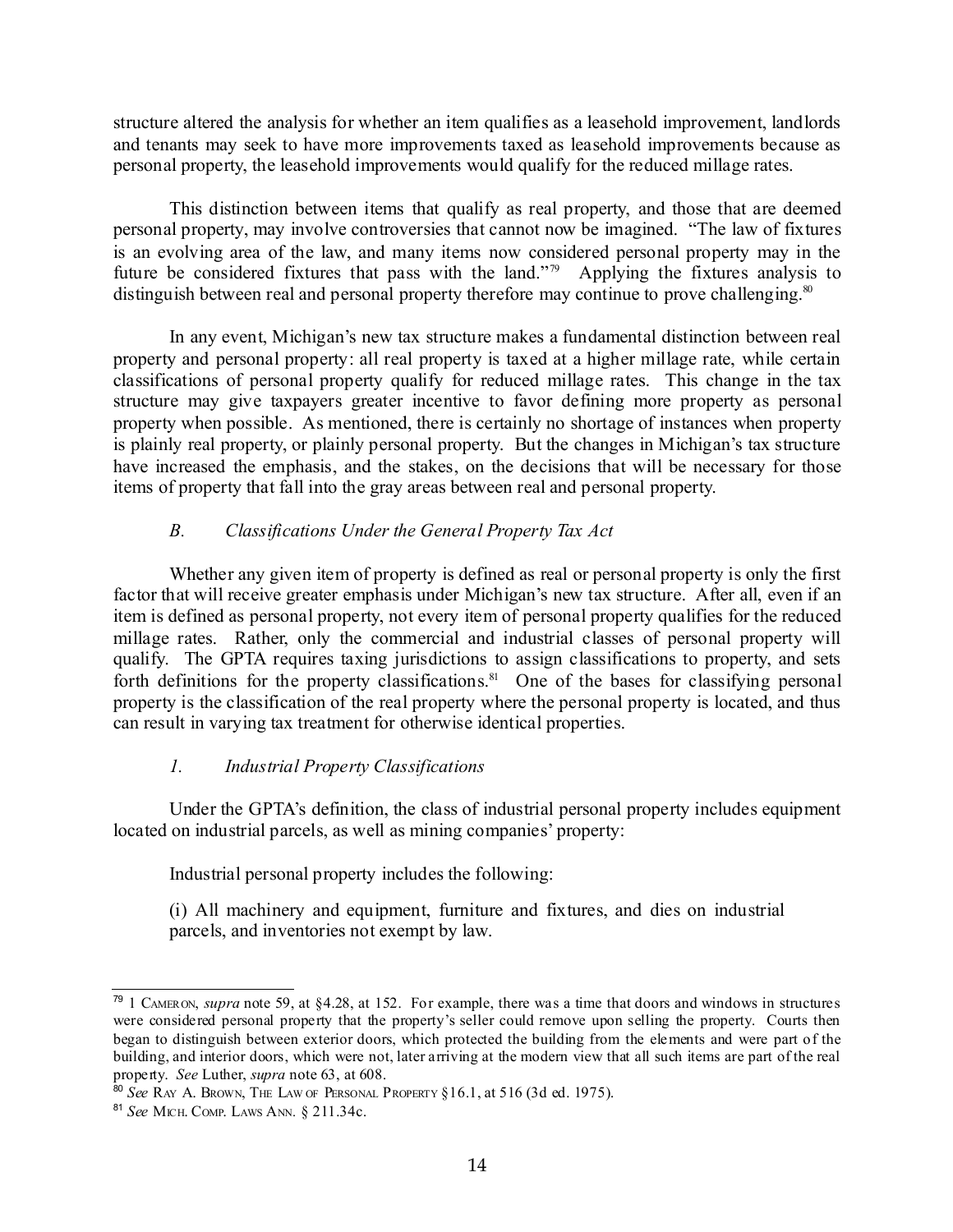structure altered the analysis for whether an item qualifies as a leasehold improvement, landlords and tenants may seek to have more improvements taxed as leasehold improvements because as personal property, the leasehold improvements would qualify for the reduced millage rates.

This distinction between items that qualify as real property, and those that are deemed personal property, may involve controversies that cannot now be imagined. "The law of fixtures is an evolving area of the law, and many items now considered personal property may in the future be considered fixtures that pass with the land."[79] Applying the fixtures analysis to distinguish between real and personal property therefore may continue to prove challenging.[80]

In any event, Michigan's new tax structure makes a fundamental distinction between real property and personal property: all real property is taxed at a higher millage rate, while certain classifications of personal property qualify for reduced millage rates. This change in the tax structure may give taxpayers greater incentive to favor defining more property as personal property when possible. As mentioned, there is certainly no shortage of instances when property is plainly real property, or plainly personal property. But the changes in Michigan's tax structure have increased the emphasis, and the stakes, on the decisions that will be necessary for those items of property that fall into the gray areas between real and personal property.

### *B. Classifications Under the General Property Tax Act*

Whether any given item of property is defined as real or personal property is only the first factor that will receive greater emphasis under Michigan's new tax structure. After all, even if an item is defined as personal property, not every item of personal property qualifies for the reduced millage rates. Rather, only the commercial and industrial classes of personal property will qualify. The GPTA requires taxing jurisdictions to assign classifications to property, and sets forth definitions for the property classifications.[81] One of the bases for classifying personal property is the classification of the real property where the personal property is located, and thus can result in varying tax treatment for otherwise identical properties.

#### *1. Industrial Property Classifications*

Under the GPTA's definition, the class of industrial personal property includes equipment located on industrial parcels, as well as mining companies' property:

> Industrial personal property includes the following:
>
> (i) All machinery and equipment, furniture and fixtures, and dies on industrial parcels, and inventories not exempt by law.

---

[79] 1 CAMERON, *supra* note 59, at §4.28, at 152. For example, there was a time that doors and windows in structures were considered personal property that the property's seller could remove upon selling the property. Courts then began to distinguish between exterior doors, which protected the building from the elements and were part of the building, and interior doors, which were not, later arriving at the modern view that all such items are part of the real property. *See* Luther, *supra* note 63, at 608.

[80] *See* RAY A. BROWN, THE LAW OF PERSONAL PROPERTY §16.1, at 516 (3d ed. 1975).

[81] *See* MICH. COMP. LAWS ANN. § 211.34c.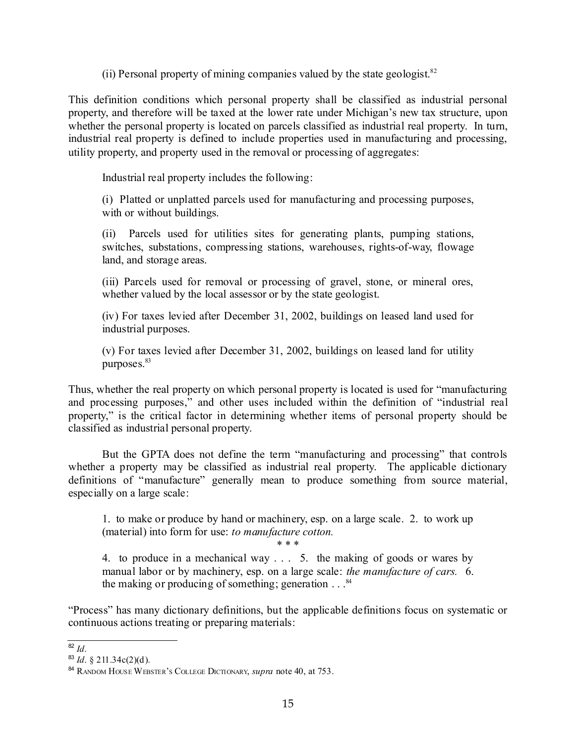(ii) Personal property of mining companies valued by the state geologist.[82]

This definition conditions which personal property shall be classified as industrial personal property, and therefore will be taxed at the lower rate under Michigan's new tax structure, upon whether the personal property is located on parcels classified as industrial real property. In turn, industrial real property is defined to include properties used in manufacturing and processing, utility property, and property used in the removal or processing of aggregates:

> Industrial real property includes the following:
>
> (i) Platted or unplatted parcels used for manufacturing and processing purposes, with or without buildings.
>
> (ii) Parcels used for utilities sites for generating plants, pumping stations, switches, substations, compressing stations, warehouses, rights-of-way, flowage land, and storage areas.
>
> (iii) Parcels used for removal or processing of gravel, stone, or mineral ores, whether valued by the local assessor or by the state geologist.
>
> (iv) For taxes levied after December 31, 2002, buildings on leased land used for industrial purposes.
>
> (v) For taxes levied after December 31, 2002, buildings on leased land for utility purposes.[83]

Thus, whether the real property on which personal property is located is used for "manufacturing and processing purposes," and other uses included within the definition of "industrial real property," is the critical factor in determining whether items of personal property should be classified as industrial personal property.

But the GPTA does not define the term "manufacturing and processing" that controls whether a property may be classified as industrial real property. The applicable dictionary definitions of "manufacture" generally mean to produce something from source material, especially on a large scale:

> 1. to make or produce by hand or machinery, esp. on a large scale. 2. to work up (material) into form for use: *to manufacture cotton.*
>
> \* \* \*
>
> 4. to produce in a mechanical way . . . 5. the making of goods or wares by manual labor or by machinery, esp. on a large scale: *the manufacture of cars.* 6. the making or producing of something; generation . . .[84]

"Process" has many dictionary definitions, but the applicable definitions focus on systematic or continuous actions treating or preparing materials:

---

[82] *Id*.

[83] *Id*. § 211.34c(2)(d).

[84] RANDOM HOUSE WEBSTER'S COLLEGE DICTIONARY, *supra* note 40, at 753.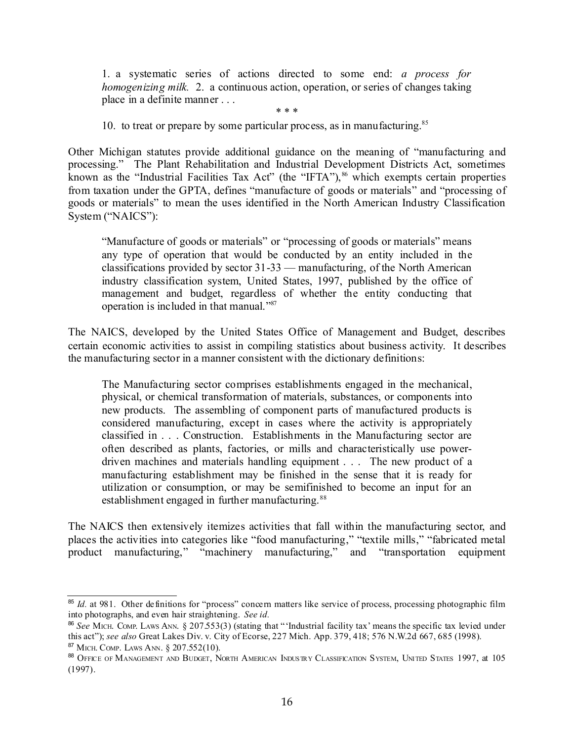> 1. a systematic series of actions directed to some end: *a process for homogenizing milk.* 2. a continuous action, operation, or series of changes taking place in a definite manner . . .
>
> \* \* \*
>
> 10. to treat or prepare by some particular process, as in manufacturing.[85]

Other Michigan statutes provide additional guidance on the meaning of "manufacturing and processing." The Plant Rehabilitation and Industrial Development Districts Act, sometimes known as the "Industrial Facilities Tax Act" (the "IFTA"),[86] which exempts certain properties from taxation under the GPTA, defines "manufacture of goods or materials" and "processing of goods or materials" to mean the uses identified in the North American Industry Classification System ("NAICS"):

> "Manufacture of goods or materials" or "processing of goods or materials" means any type of operation that would be conducted by an entity included in the classifications provided by sector 31-33 — manufacturing, of the North American industry classification system, United States, 1997, published by the office of management and budget, regardless of whether the entity conducting that operation is included in that manual."[87]

The NAICS, developed by the United States Office of Management and Budget, describes certain economic activities to assist in compiling statistics about business activity. It describes the manufacturing sector in a manner consistent with the dictionary definitions:

> The Manufacturing sector comprises establishments engaged in the mechanical, physical, or chemical transformation of materials, substances, or components into new products. The assembling of component parts of manufactured products is considered manufacturing, except in cases where the activity is appropriately classified in . . . Construction. Establishments in the Manufacturing sector are often described as plants, factories, or mills and characteristically use power-driven machines and materials handling equipment . . . The new product of a manufacturing establishment may be finished in the sense that it is ready for utilization or consumption, or may be semifinished to become an input for an establishment engaged in further manufacturing.[88]

The NAICS then extensively itemizes activities that fall within the manufacturing sector, and places the activities into categories like "food manufacturing," "textile mills," "fabricated metal product manufacturing," "machinery manufacturing," and "transportation equipment

---

[85] *Id.* at 981. Other definitions for "process" concern matters like service of process, processing photographic film into photographs, and even hair straightening. *See id.*

[86] *See* MICH. COMP. LAWS ANN. § 207.553(3) (stating that "'Industrial facility tax' means the specific tax levied under this act"); *see also* Great Lakes Div. v. City of Ecorse, 227 Mich. App. 379, 418; 576 N.W.2d 667, 685 (1998).

[87] MICH. COMP. LAWS ANN. § 207.552(10).

[88] OFFICE OF MANAGEMENT AND BUDGET, NORTH AMERICAN INDUSTRY CLASSIFICATION SYSTEM, UNITED STATES 1997, at 105 (1997).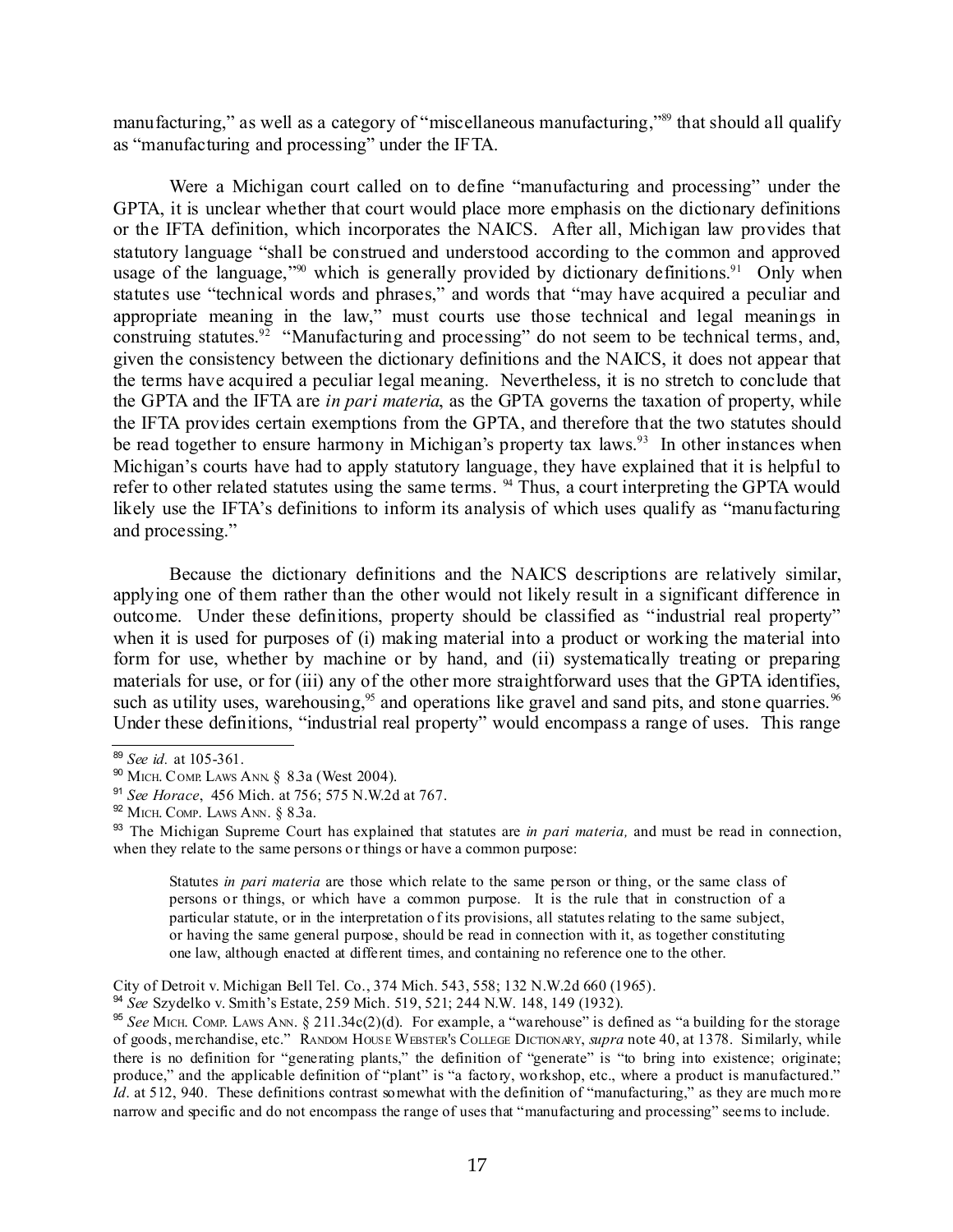manufacturing," as well as a category of "miscellaneous manufacturing,"[89] that should all qualify as "manufacturing and processing" under the IFTA.

Were a Michigan court called on to define "manufacturing and processing" under the GPTA, it is unclear whether that court would place more emphasis on the dictionary definitions or the IFTA definition, which incorporates the NAICS. After all, Michigan law provides that statutory language "shall be construed and understood according to the common and approved usage of the language,"[90] which is generally provided by dictionary definitions.[91] Only when statutes use "technical words and phrases," and words that "may have acquired a peculiar and appropriate meaning in the law," must courts use those technical and legal meanings in construing statutes.[92] "Manufacturing and processing" do not seem to be technical terms, and, given the consistency between the dictionary definitions and the NAICS, it does not appear that the terms have acquired a peculiar legal meaning. Nevertheless, it is no stretch to conclude that the GPTA and the IFTA are *in pari materia*, as the GPTA governs the taxation of property, while the IFTA provides certain exemptions from the GPTA, and therefore that the two statutes should be read together to ensure harmony in Michigan's property tax laws.[93] In other instances when Michigan's courts have had to apply statutory language, they have explained that it is helpful to refer to other related statutes using the same terms.[94] Thus, a court interpreting the GPTA would likely use the IFTA's definitions to inform its analysis of which uses qualify as "manufacturing and processing."

Because the dictionary definitions and the NAICS descriptions are relatively similar, applying one of them rather than the other would not likely result in a significant difference in outcome. Under these definitions, property should be classified as "industrial real property" when it is used for purposes of (i) making material into a product or working the material into form for use, whether by machine or by hand, and (ii) systematically treating or preparing materials for use, or for (iii) any of the other more straightforward uses that the GPTA identifies, such as utility uses, warehousing,[95] and operations like gravel and sand pits, and stone quarries.[96] Under these definitions, "industrial real property" would encompass a range of uses. This range

---

[89] *See id.* at 105-361.

[90] MICH. COMP. LAWS ANN. § 8.3a (West 2004).

[91] *See Horace*, 456 Mich. at 756; 575 N.W.2d at 767.

[92] MICH. COMP. LAWS ANN. § 8.3a.

[93] The Michigan Supreme Court has explained that statutes are *in pari materia,* and must be read in connection, when they relate to the same persons or things or have a common purpose:

> Statutes *in pari materia* are those which relate to the same person or thing, or the same class of persons or things, or which have a common purpose. It is the rule that in construction of a particular statute, or in the interpretation of its provisions, all statutes relating to the same subject, or having the same general purpose, should be read in connection with it, as together constituting one law, although enacted at different times, and containing no reference one to the other.

City of Detroit v. Michigan Bell Tel. Co., 374 Mich. 543, 558; 132 N.W.2d 660 (1965).

[94] *See* Szydelko v. Smith's Estate, 259 Mich. 519, 521; 244 N.W. 148, 149 (1932).

[95] *See* MICH. COMP. LAWS ANN. § 211.34c(2)(d). For example, a "warehouse" is defined as "a building for the storage of goods, merchandise, etc." RANDOM HOUSE WEBSTER'S COLLEGE DICTIONARY, *supra* note 40, at 1378. Similarly, while there is no definition for "generating plants," the definition of "generate" is "to bring into existence; originate; produce," and the applicable definition of "plant" is "a factory, workshop, etc., where a product is manufactured." *Id*. at 512, 940. These definitions contrast somewhat with the definition of "manufacturing," as they are much more narrow and specific and do not encompass the range of uses that "manufacturing and processing" seems to include.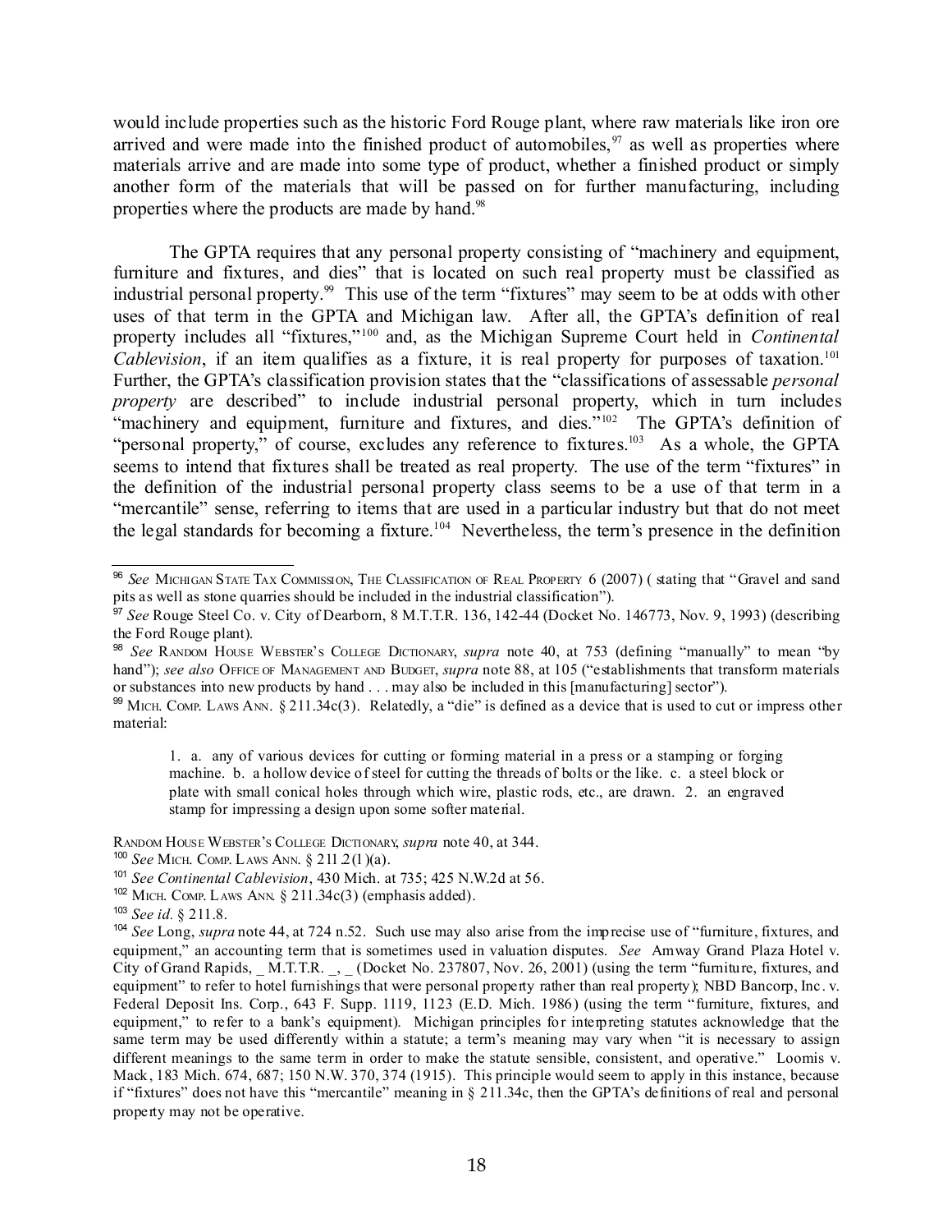would include properties such as the historic Ford Rouge plant, where raw materials like iron ore arrived and were made into the finished product of automobiles,[97] as well as properties where materials arrive and are made into some type of product, whether a finished product or simply another form of the materials that will be passed on for further manufacturing, including properties where the products are made by hand.[98]

The GPTA requires that any personal property consisting of "machinery and equipment, furniture and fixtures, and dies" that is located on such real property must be classified as industrial personal property.[99] This use of the term "fixtures" may seem to be at odds with other uses of that term in the GPTA and Michigan law. After all, the GPTA's definition of real property includes all "fixtures,"[100] and, as the Michigan Supreme Court held in *Continental Cablevision*, if an item qualifies as a fixture, it is real property for purposes of taxation.[101] Further, the GPTA's classification provision states that the "classifications of assessable *personal property* are described" to include industrial personal property, which in turn includes "machinery and equipment, furniture and fixtures, and dies."[102] The GPTA's definition of "personal property," of course, excludes any reference to fixtures.[103] As a whole, the GPTA seems to intend that fixtures shall be treated as real property. The use of the term "fixtures" in the definition of the industrial personal property class seems to be a use of that term in a "mercantile" sense, referring to items that are used in a particular industry but that do not meet the legal standards for becoming a fixture.[104] Nevertheless, the term's presence in the definition

---

[96] *See* Michigan State Tax Commission, The Classification of Real Property 6 (2007) ( stating that "Gravel and sand pits as well as stone quarries should be included in the industrial classification").

[97] *See* Rouge Steel Co. v. City of Dearborn, 8 M.T.T.R. 136, 142-44 (Docket No. 146773, Nov. 9, 1993) (describing the Ford Rouge plant).

[98] *See* Random House Webster's College Dictionary, *supra* note 40, at 753 (defining "manually" to mean "by hand"); *see also* Office of Management and Budget, *supra* note 88, at 105 ("establishments that transform materials or substances into new products by hand . . . may also be included in this [manufacturing] sector").

[99] Mich. Comp. Laws Ann. § 211.34c(3). Relatedly, a "die" is defined as a device that is used to cut or impress other material:

> 1. a. any of various devices for cutting or forming material in a press or a stamping or forging machine. b. a hollow device of steel for cutting the threads of bolts or the like. c. a steel block or plate with small conical holes through which wire, plastic rods, etc., are drawn. 2. an engraved stamp for impressing a design upon some softer material.

Random House Webster's College Dictionary, *supra* note 40, at 344.

[100] *See* Mich. Comp. Laws Ann. § 211.2(1)(a).

[101] *See Continental Cablevision*, 430 Mich. at 735; 425 N.W.2d at 56.

[102] Mich. Comp. Laws Ann. § 211.34c(3) (emphasis added).

[103] *See id.* § 211.8.

[104] *See* Long, *supra* note 44, at 724 n.52. Such use may also arise from the imprecise use of "furniture, fixtures, and equipment," an accounting term that is sometimes used in valuation disputes. *See* Amway Grand Plaza Hotel v. City of Grand Rapids, _ M.T.T.R. _, _ (Docket No. 237807, Nov. 26, 2001) (using the term "furniture, fixtures, and equipment" to refer to hotel furnishings that were personal property rather than real property); NBD Bancorp, Inc. v. Federal Deposit Ins. Corp., 643 F. Supp. 1119, 1123 (E.D. Mich. 1986) (using the term "furniture, fixtures, and equipment," to refer to a bank's equipment). Michigan principles for interpreting statutes acknowledge that the same term may be used differently within a statute; a term's meaning may vary when "it is necessary to assign different meanings to the same term in order to make the statute sensible, consistent, and operative." Loomis v. Mack, 183 Mich. 674, 687; 150 N.W. 370, 374 (1915). This principle would seem to apply in this instance, because if "fixtures" does not have this "mercantile" meaning in § 211.34c, then the GPTA's definitions of real and personal property may not be operative.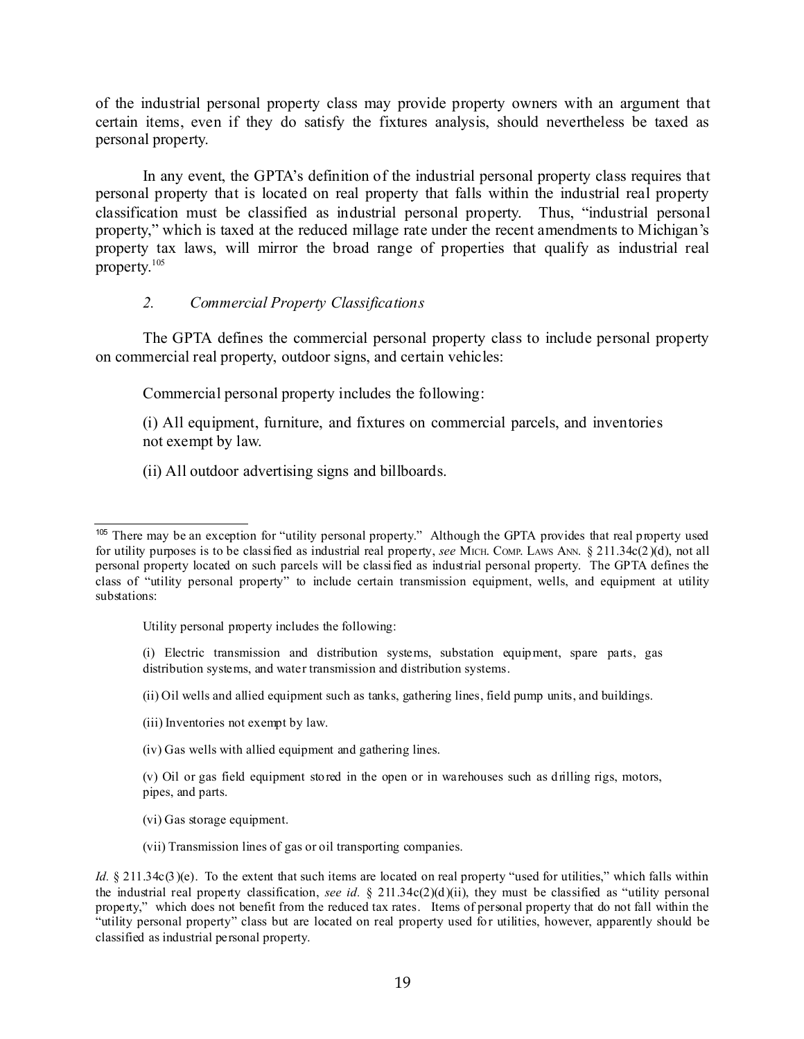of the industrial personal property class may provide property owners with an argument that certain items, even if they do satisfy the fixtures analysis, should nevertheless be taxed as personal property.

In any event, the GPTA's definition of the industrial personal property class requires that personal property that is located on real property that falls within the industrial real property classification must be classified as industrial personal property. Thus, "industrial personal property," which is taxed at the reduced millage rate under the recent amendments to Michigan's property tax laws, will mirror the broad range of properties that qualify as industrial real property.[105]

### *2. Commercial Property Classifications*

The GPTA defines the commercial personal property class to include personal property on commercial real property, outdoor signs, and certain vehicles:

> Commercial personal property includes the following:
>
> (i) All equipment, furniture, and fixtures on commercial parcels, and inventories not exempt by law.
>
> (ii) All outdoor advertising signs and billboards.

---

[105] There may be an exception for "utility personal property." Although the GPTA provides that real property used for utility purposes is to be classified as industrial real property, *see* MICH. COMP. LAWS ANN. § 211.34c(2)(d), not all personal property located on such parcels will be classified as industrial personal property. The GPTA defines the class of "utility personal property" to include certain transmission equipment, wells, and equipment at utility substations:

> Utility personal property includes the following:
>
> (i) Electric transmission and distribution systems, substation equipment, spare parts, gas distribution systems, and water transmission and distribution systems.
>
> (ii) Oil wells and allied equipment such as tanks, gathering lines, field pump units, and buildings.
>
> (iii) Inventories not exempt by law.
>
> (iv) Gas wells with allied equipment and gathering lines.
>
> (v) Oil or gas field equipment stored in the open or in warehouses such as drilling rigs, motors, pipes, and parts.
>
> (vi) Gas storage equipment.
>
> (vii) Transmission lines of gas or oil transporting companies.

*Id.* § 211.34c(3)(e). To the extent that such items are located on real property "used for utilities," which falls within the industrial real property classification, *see id.* § 211.34c(2)(d)(ii), they must be classified as "utility personal property," which does not benefit from the reduced tax rates. Items of personal property that do not fall within the "utility personal property" class but are located on real property used for utilities, however, apparently should be classified as industrial personal property.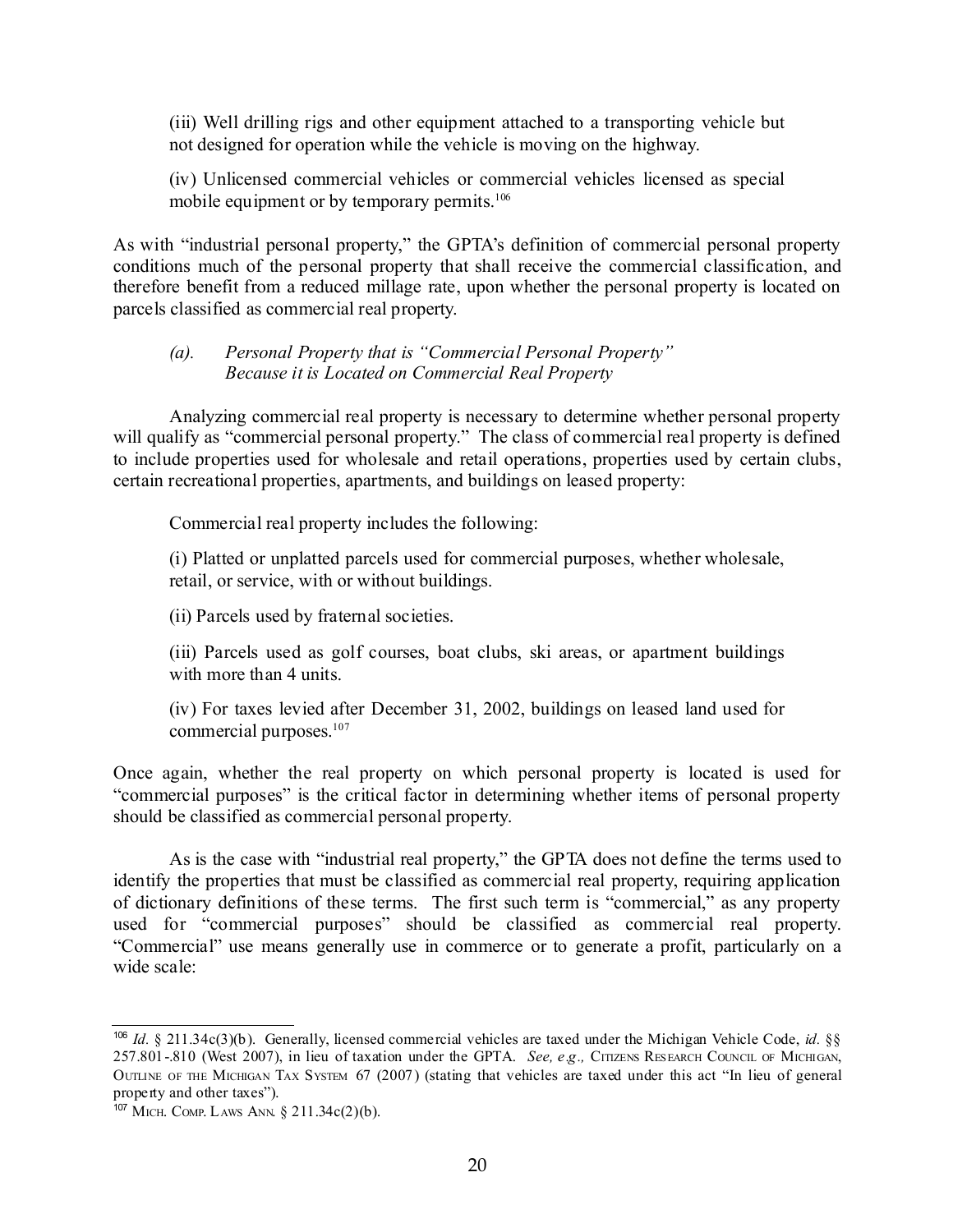(iii) Well drilling rigs and other equipment attached to a transporting vehicle but not designed for operation while the vehicle is moving on the highway.

(iv) Unlicensed commercial vehicles or commercial vehicles licensed as special mobile equipment or by temporary permits.[106]

As with "industrial personal property," the GPTA's definition of commercial personal property conditions much of the personal property that shall receive the commercial classification, and therefore benefit from a reduced millage rate, upon whether the personal property is located on parcels classified as commercial real property.

*(a). Personal Property that is "Commercial Personal Property" Because it is Located on Commercial Real Property*

Analyzing commercial real property is necessary to determine whether personal property will qualify as "commercial personal property." The class of commercial real property is defined to include properties used for wholesale and retail operations, properties used by certain clubs, certain recreational properties, apartments, and buildings on leased property:

> Commercial real property includes the following:
>
> (i) Platted or unplatted parcels used for commercial purposes, whether wholesale, retail, or service, with or without buildings.
>
> (ii) Parcels used by fraternal societies.
>
> (iii) Parcels used as golf courses, boat clubs, ski areas, or apartment buildings with more than 4 units.
>
> (iv) For taxes levied after December 31, 2002, buildings on leased land used for commercial purposes.[107]

Once again, whether the real property on which personal property is located is used for "commercial purposes" is the critical factor in determining whether items of personal property should be classified as commercial personal property.

As is the case with "industrial real property," the GPTA does not define the terms used to identify the properties that must be classified as commercial real property, requiring application of dictionary definitions of these terms. The first such term is "commercial," as any property used for "commercial purposes" should be classified as commercial real property. "Commercial" use means generally use in commerce or to generate a profit, particularly on a wide scale:

---

[106] *Id.* § 211.34c(3)(b). Generally, licensed commercial vehicles are taxed under the Michigan Vehicle Code, *id.* §§ 257.801-.810 (West 2007), in lieu of taxation under the GPTA. *See, e.g.,* Citizens Research Council of Michigan, Outline of the Michigan Tax System 67 (2007) (stating that vehicles are taxed under this act "In lieu of general property and other taxes").

[107] Mich. Comp. Laws Ann. § 211.34c(2)(b).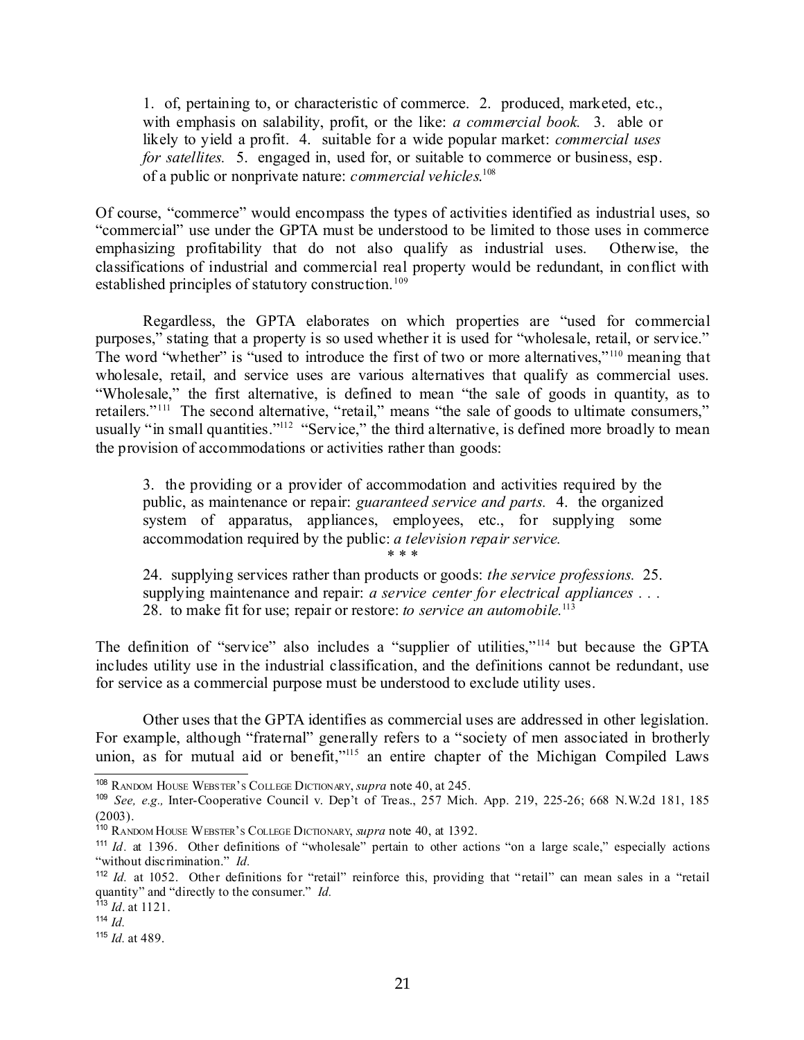> 1. of, pertaining to, or characteristic of commerce. 2. produced, marketed, etc., with emphasis on salability, profit, or the like: *a commercial book.* 3. able or likely to yield a profit. 4. suitable for a wide popular market: *commercial uses for satellites.* 5. engaged in, used for, or suitable to commerce or business, esp. of a public or nonprivate nature: *commercial vehicles.*[108]

Of course, "commerce" would encompass the types of activities identified as industrial uses, so "commercial" use under the GPTA must be understood to be limited to those uses in commerce emphasizing profitability that do not also qualify as industrial uses. Otherwise, the classifications of industrial and commercial real property would be redundant, in conflict with established principles of statutory construction.[109]

Regardless, the GPTA elaborates on which properties are "used for commercial purposes," stating that a property is so used whether it is used for "wholesale, retail, or service." The word "whether" is "used to introduce the first of two or more alternatives,"[110] meaning that wholesale, retail, and service uses are various alternatives that qualify as commercial uses. "Wholesale," the first alternative, is defined to mean "the sale of goods in quantity, as to retailers."[111] The second alternative, "retail," means "the sale of goods to ultimate consumers," usually "in small quantities."[112] "Service," the third alternative, is defined more broadly to mean the provision of accommodations or activities rather than goods:

> 3. the providing or a provider of accommodation and activities required by the public, as maintenance or repair: *guaranteed service and parts.* 4. the organized system of apparatus, appliances, employees, etc., for supplying some accommodation required by the public: *a television repair service.*
>
> \* \* \*
>
> 24. supplying services rather than products or goods: *the service professions.* 25. supplying maintenance and repair: *a service center for electrical appliances* . . . 28. to make fit for use; repair or restore: *to service an automobile.*[113]

The definition of "service" also includes a "supplier of utilities,"[114] but because the GPTA includes utility use in the industrial classification, and the definitions cannot be redundant, use for service as a commercial purpose must be understood to exclude utility uses.

Other uses that the GPTA identifies as commercial uses are addressed in other legislation. For example, although "fraternal" generally refers to a "society of men associated in brotherly union, as for mutual aid or benefit,"[115] an entire chapter of the Michigan Compiled Laws

---

[108] RANDOM HOUSE WEBSTER'S COLLEGE DICTIONARY, *supra* note 40, at 245.

[109] *See, e.g.,* Inter-Cooperative Council v. Dep't of Treas., 257 Mich. App. 219, 225-26; 668 N.W.2d 181, 185 (2003).

[110] RANDOM HOUSE WEBSTER'S COLLEGE DICTIONARY, *supra* note 40, at 1392.

[111] *Id.* at 1396. Other definitions of "wholesale" pertain to other actions "on a large scale," especially actions "without discrimination." *Id.*

[112] *Id.* at 1052. Other definitions for "retail" reinforce this, providing that "retail" can mean sales in a "retail quantity" and "directly to the consumer." *Id.*

[113] *Id.* at 1121.

[114] *Id.*

[115] *Id.* at 489.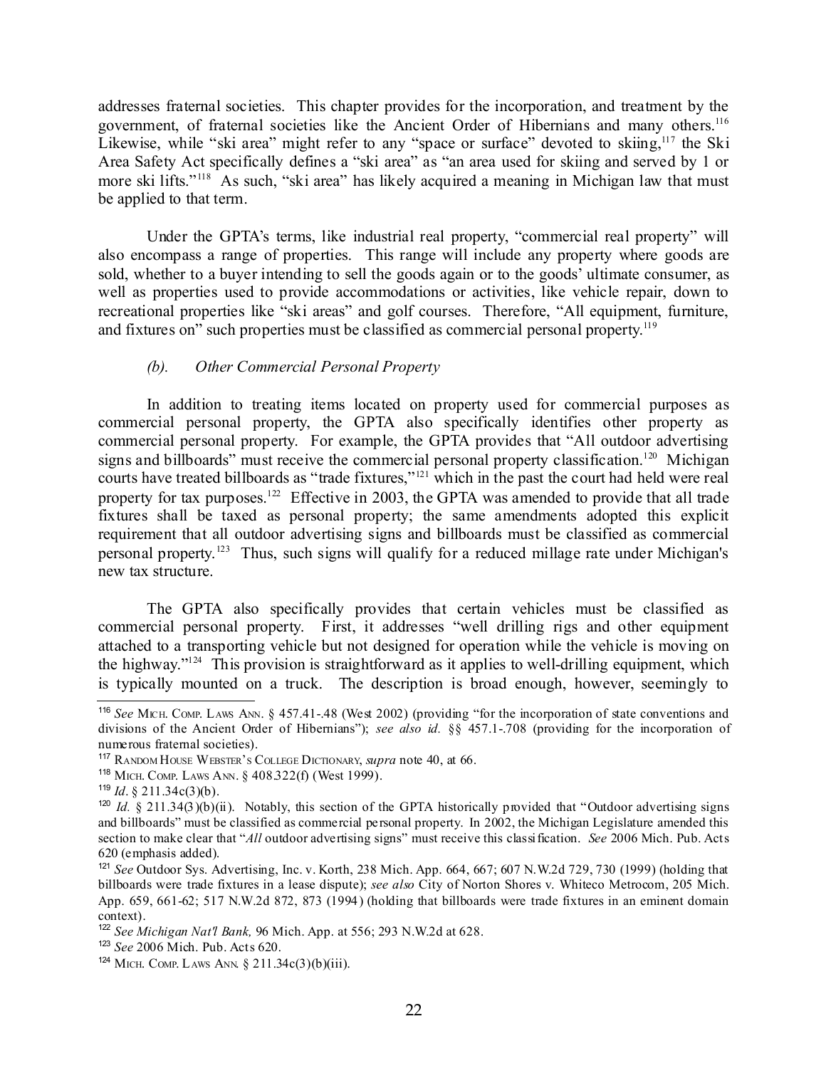addresses fraternal societies. This chapter provides for the incorporation, and treatment by the government, of fraternal societies like the Ancient Order of Hibernians and many others.[116] Likewise, while "ski area" might refer to any "space or surface" devoted to skiing,[117] the Ski Area Safety Act specifically defines a "ski area" as "an area used for skiing and served by 1 or more ski lifts."[118] As such, "ski area" has likely acquired a meaning in Michigan law that must be applied to that term.

Under the GPTA's terms, like industrial real property, "commercial real property" will also encompass a range of properties. This range will include any property where goods are sold, whether to a buyer intending to sell the goods again or to the goods' ultimate consumer, as well as properties used to provide accommodations or activities, like vehicle repair, down to recreational properties like "ski areas" and golf courses. Therefore, "All equipment, furniture, and fixtures on" such properties must be classified as commercial personal property.[119]

*(b). Other Commercial Personal Property*

In addition to treating items located on property used for commercial purposes as commercial personal property, the GPTA also specifically identifies other property as commercial personal property. For example, the GPTA provides that "All outdoor advertising signs and billboards" must receive the commercial personal property classification.[120] Michigan courts have treated billboards as "trade fixtures,"[121] which in the past the court had held were real property for tax purposes.[122] Effective in 2003, the GPTA was amended to provide that all trade fixtures shall be taxed as personal property; the same amendments adopted this explicit requirement that all outdoor advertising signs and billboards must be classified as commercial personal property.[123] Thus, such signs will qualify for a reduced millage rate under Michigan's new tax structure.

The GPTA also specifically provides that certain vehicles must be classified as commercial personal property. First, it addresses "well drilling rigs and other equipment attached to a transporting vehicle but not designed for operation while the vehicle is moving on the highway."[124] This provision is straightforward as it applies to well-drilling equipment, which is typically mounted on a truck. The description is broad enough, however, seemingly to

---

[116] *See* MICH. COMP. LAWS ANN. § 457.41-.48 (West 2002) (providing "for the incorporation of state conventions and divisions of the Ancient Order of Hibernians"); *see also id.* §§ 457.1-.708 (providing for the incorporation of numerous fraternal societies).

[117] RANDOM HOUSE WEBSTER'S COLLEGE DICTIONARY, *supra* note 40, at 66.

[118] MICH. COMP. LAWS ANN. § 408.322(f) (West 1999).

[119] *Id*. § 211.34c(3)(b).

[120] *Id.* § 211.34(3)(b)(ii). Notably, this section of the GPTA historically provided that "Outdoor advertising signs and billboards" must be classified as commercial personal property. In 2002, the Michigan Legislature amended this section to make clear that "*All* outdoor advertising signs" must receive this classification. *See* 2006 Mich. Pub. Acts 620 (emphasis added).

[121] *See* Outdoor Sys. Advertising, Inc. v. Korth, 238 Mich. App. 664, 667; 607 N.W.2d 729, 730 (1999) (holding that billboards were trade fixtures in a lease dispute); *see also* City of Norton Shores v. Whiteco Metrocom, 205 Mich. App. 659, 661-62; 517 N.W.2d 872, 873 (1994) (holding that billboards were trade fixtures in an eminent domain context).

[122] *See Michigan Nat'l Bank,* 96 Mich. App. at 556; 293 N.W.2d at 628.

[123] *See* 2006 Mich. Pub. Acts 620.

[124] MICH. COMP. LAWS ANN. § 211.34c(3)(b)(iii).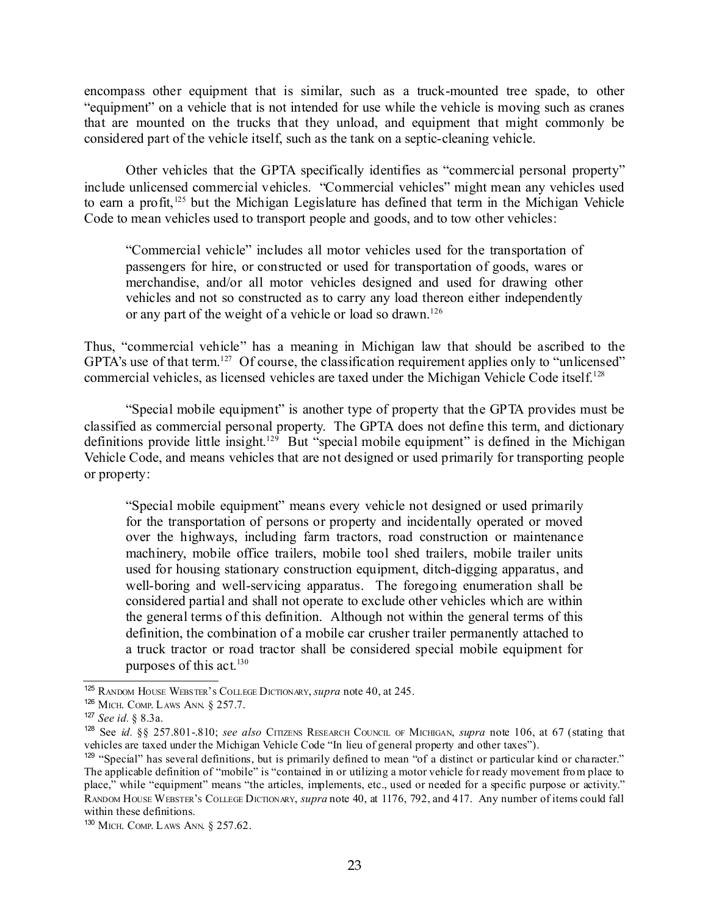encompass other equipment that is similar, such as a truck-mounted tree spade, to other "equipment" on a vehicle that is not intended for use while the vehicle is moving such as cranes that are mounted on the trucks that they unload, and equipment that might commonly be considered part of the vehicle itself, such as the tank on a septic-cleaning vehicle.

Other vehicles that the GPTA specifically identifies as "commercial personal property" include unlicensed commercial vehicles. "Commercial vehicles" might mean any vehicles used to earn a profit,[125] but the Michigan Legislature has defined that term in the Michigan Vehicle Code to mean vehicles used to transport people and goods, and to tow other vehicles:

> "Commercial vehicle" includes all motor vehicles used for the transportation of passengers for hire, or constructed or used for transportation of goods, wares or merchandise, and/or all motor vehicles designed and used for drawing other vehicles and not so constructed as to carry any load thereon either independently or any part of the weight of a vehicle or load so drawn.[126]

Thus, "commercial vehicle" has a meaning in Michigan law that should be ascribed to the GPTA's use of that term.[127] Of course, the classification requirement applies only to "unlicensed" commercial vehicles, as licensed vehicles are taxed under the Michigan Vehicle Code itself.[128]

"Special mobile equipment" is another type of property that the GPTA provides must be classified as commercial personal property. The GPTA does not define this term, and dictionary definitions provide little insight.[129] But "special mobile equipment" is defined in the Michigan Vehicle Code, and means vehicles that are not designed or used primarily for transporting people or property:

> "Special mobile equipment" means every vehicle not designed or used primarily for the transportation of persons or property and incidentally operated or moved over the highways, including farm tractors, road construction or maintenance machinery, mobile office trailers, mobile tool shed trailers, mobile trailer units used for housing stationary construction equipment, ditch-digging apparatus, and well-boring and well-servicing apparatus. The foregoing enumeration shall be considered partial and shall not operate to exclude other vehicles which are within the general terms of this definition. Although not within the general terms of this definition, the combination of a mobile car crusher trailer permanently attached to a truck tractor or road tractor shall be considered special mobile equipment for purposes of this act.[130]

---

[125] RANDOM HOUSE WEBSTER'S COLLEGE DICTIONARY, *supra* note 40, at 245.

[126] MICH. COMP. LAWS ANN. § 257.7.

[127] *See id.* § 8.3a.

[128] See *id.* §§ 257.801-.810; *see also* CITIZENS RESEARCH COUNCIL OF MICHIGAN, *supra* note 106, at 67 (stating that vehicles are taxed under the Michigan Vehicle Code "In lieu of general property and other taxes").

[129] "Special" has several definitions, but is primarily defined to mean "of a distinct or particular kind or character." The applicable definition of "mobile" is "contained in or utilizing a motor vehicle for ready movement from place to place," while "equipment" means "the articles, implements, etc., used or needed for a specific purpose or activity." RANDOM HOUSE WEBSTER'S COLLEGE DICTIONARY, *supra* note 40, at 1176, 792, and 417. Any number of items could fall within these definitions.

[130] MICH. COMP. LAWS ANN. § 257.62.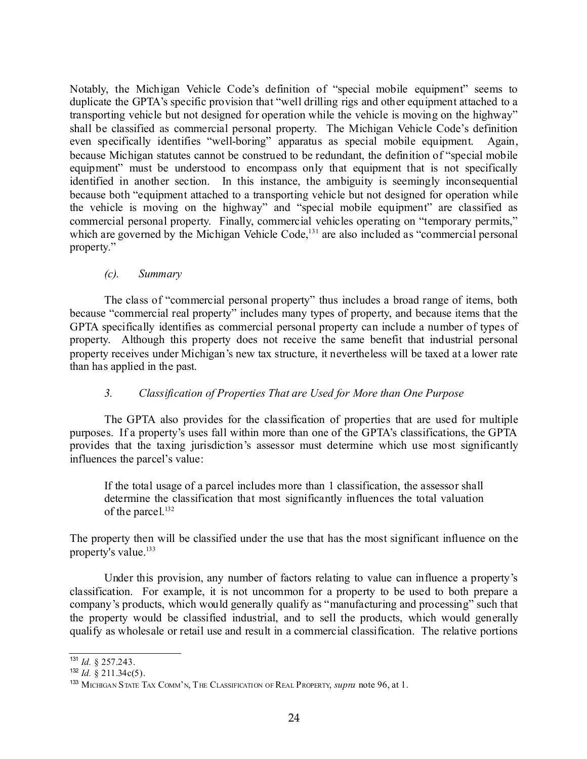Notably, the Michigan Vehicle Code's definition of "special mobile equipment" seems to duplicate the GPTA's specific provision that "well drilling rigs and other equipment attached to a transporting vehicle but not designed for operation while the vehicle is moving on the highway" shall be classified as commercial personal property. The Michigan Vehicle Code's definition even specifically identifies "well-boring" apparatus as special mobile equipment. Again, because Michigan statutes cannot be construed to be redundant, the definition of "special mobile equipment" must be understood to encompass only that equipment that is not specifically identified in another section. In this instance, the ambiguity is seemingly inconsequential because both "equipment attached to a transporting vehicle but not designed for operation while the vehicle is moving on the highway" and "special mobile equipment" are classified as commercial personal property. Finally, commercial vehicles operating on "temporary permits," which are governed by the Michigan Vehicle Code,[131] are also included as "commercial personal property."

#### *(c). Summary*

The class of "commercial personal property" thus includes a broad range of items, both because "commercial real property" includes many types of property, and because items that the GPTA specifically identifies as commercial personal property can include a number of types of property. Although this property does not receive the same benefit that industrial personal property receives under Michigan's new tax structure, it nevertheless will be taxed at a lower rate than has applied in the past.

### *3. Classification of Properties That are Used for More than One Purpose*

The GPTA also provides for the classification of properties that are used for multiple purposes. If a property's uses fall within more than one of the GPTA's classifications, the GPTA provides that the taxing jurisdiction's assessor must determine which use most significantly influences the parcel's value:

> If the total usage of a parcel includes more than 1 classification, the assessor shall determine the classification that most significantly influences the total valuation of the parcel.[132]

The property then will be classified under the use that has the most significant influence on the property's value.[133]

Under this provision, any number of factors relating to value can influence a property's classification. For example, it is not uncommon for a property to be used to both prepare a company's products, which would generally qualify as "manufacturing and processing" such that the property would be classified industrial, and to sell the products, which would generally qualify as wholesale or retail use and result in a commercial classification. The relative portions

---

[131] *Id.* § 257.243.

[132] *Id.* § 211.34c(5).

[133] MICHIGAN STATE TAX COMM'N, THE CLASSIFICATION OF REAL PROPERTY, *supra* note 96, at 1.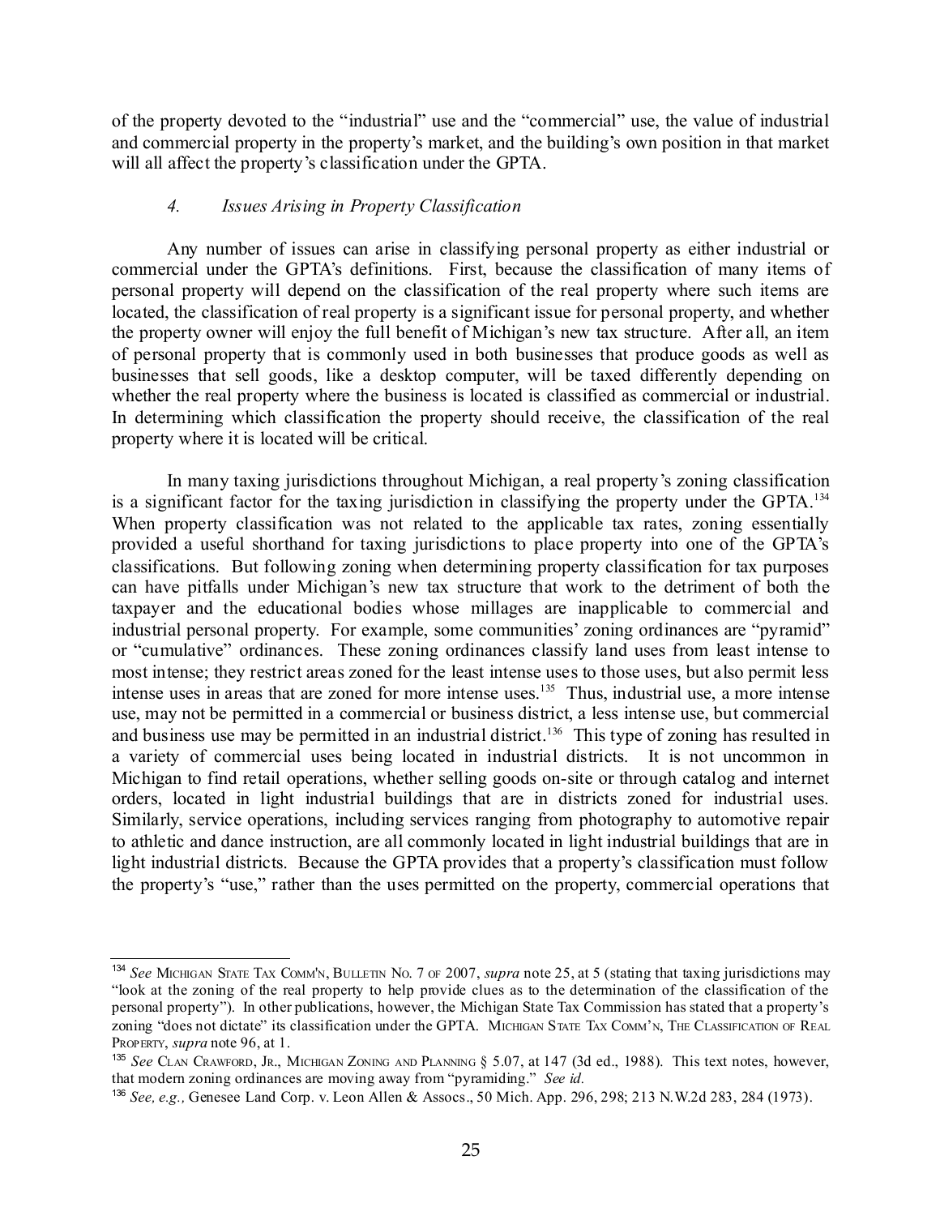of the property devoted to the "industrial" use and the "commercial" use, the value of industrial and commercial property in the property's market, and the building's own position in that market will all affect the property's classification under the GPTA.

#### *4. Issues Arising in Property Classification*

Any number of issues can arise in classifying personal property as either industrial or commercial under the GPTA's definitions. First, because the classification of many items of personal property will depend on the classification of the real property where such items are located, the classification of real property is a significant issue for personal property, and whether the property owner will enjoy the full benefit of Michigan's new tax structure. After all, an item of personal property that is commonly used in both businesses that produce goods as well as businesses that sell goods, like a desktop computer, will be taxed differently depending on whether the real property where the business is located is classified as commercial or industrial. In determining which classification the property should receive, the classification of the real property where it is located will be critical.

In many taxing jurisdictions throughout Michigan, a real property's zoning classification is a significant factor for the taxing jurisdiction in classifying the property under the GPTA.[134] When property classification was not related to the applicable tax rates, zoning essentially provided a useful shorthand for taxing jurisdictions to place property into one of the GPTA's classifications. But following zoning when determining property classification for tax purposes can have pitfalls under Michigan's new tax structure that work to the detriment of both the taxpayer and the educational bodies whose millages are inapplicable to commercial and industrial personal property. For example, some communities' zoning ordinances are "pyramid" or "cumulative" ordinances. These zoning ordinances classify land uses from least intense to most intense; they restrict areas zoned for the least intense uses to those uses, but also permit less intense uses in areas that are zoned for more intense uses.[135] Thus, industrial use, a more intense use, may not be permitted in a commercial or business district, a less intense use, but commercial and business use may be permitted in an industrial district.[136] This type of zoning has resulted in a variety of commercial uses being located in industrial districts. It is not uncommon in Michigan to find retail operations, whether selling goods on-site or through catalog and internet orders, located in light industrial buildings that are in districts zoned for industrial uses. Similarly, service operations, including services ranging from photography to automotive repair to athletic and dance instruction, are all commonly located in light industrial buildings that are in light industrial districts. Because the GPTA provides that a property's classification must follow the property's "use," rather than the uses permitted on the property, commercial operations that

---

[134] *See* Michigan State Tax Comm'n, Bulletin No. 7 of 2007, *supra* note 25, at 5 (stating that taxing jurisdictions may "look at the zoning of the real property to help provide clues as to the determination of the classification of the personal property"). In other publications, however, the Michigan State Tax Commission has stated that a property's zoning "does not dictate" its classification under the GPTA. Michigan State Tax Comm'n, The Classification of Real Property, *supra* note 96, at 1.

[135] *See* Clan Crawford, Jr., Michigan Zoning and Planning § 5.07, at 147 (3d ed., 1988). This text notes, however, that modern zoning ordinances are moving away from "pyramiding." *See id.*

[136] *See, e.g.,* Genesee Land Corp. v. Leon Allen & Assocs., 50 Mich. App. 296, 298; 213 N.W.2d 283, 284 (1973).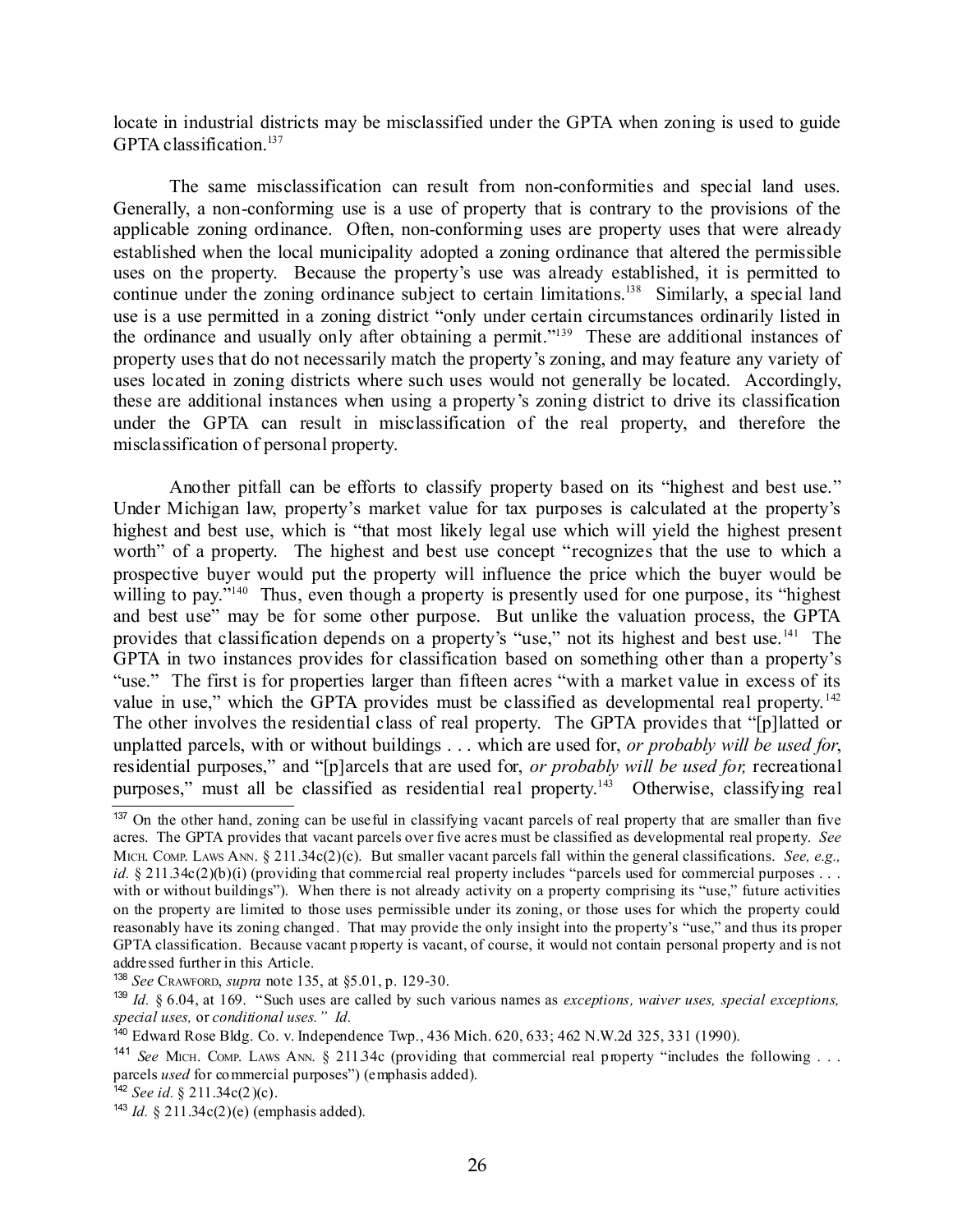locate in industrial districts may be misclassified under the GPTA when zoning is used to guide GPTA classification.[137]

The same misclassification can result from non-conformities and special land uses. Generally, a non-conforming use is a use of property that is contrary to the provisions of the applicable zoning ordinance. Often, non-conforming uses are property uses that were already established when the local municipality adopted a zoning ordinance that altered the permissible uses on the property. Because the property's use was already established, it is permitted to continue under the zoning ordinance subject to certain limitations.[138] Similarly, a special land use is a use permitted in a zoning district "only under certain circumstances ordinarily listed in the ordinance and usually only after obtaining a permit."[139] These are additional instances of property uses that do not necessarily match the property's zoning, and may feature any variety of uses located in zoning districts where such uses would not generally be located. Accordingly, these are additional instances when using a property's zoning district to drive its classification under the GPTA can result in misclassification of the real property, and therefore the misclassification of personal property.

Another pitfall can be efforts to classify property based on its "highest and best use." Under Michigan law, property's market value for tax purposes is calculated at the property's highest and best use, which is "that most likely legal use which will yield the highest present worth" of a property. The highest and best use concept "recognizes that the use to which a prospective buyer would put the property will influence the price which the buyer would be willing to pay."[140] Thus, even though a property is presently used for one purpose, its "highest and best use" may be for some other purpose. But unlike the valuation process, the GPTA provides that classification depends on a property's "use," not its highest and best use.[141] The GPTA in two instances provides for classification based on something other than a property's "use." The first is for properties larger than fifteen acres "with a market value in excess of its value in use," which the GPTA provides must be classified as developmental real property.[142] The other involves the residential class of real property. The GPTA provides that "[p]latted or unplatted parcels, with or without buildings . . . which are used for, *or probably will be used for*, residential purposes," and "[p]arcels that are used for, *or probably will be used for,* recreational purposes," must all be classified as residential real property.[143] Otherwise, classifying real

---

[137] On the other hand, zoning can be useful in classifying vacant parcels of real property that are smaller than five acres. The GPTA provides that vacant parcels over five acres must be classified as developmental real property. *See* MICH. COMP. LAWS ANN. § 211.34c(2)(c). But smaller vacant parcels fall within the general classifications. *See, e.g., id.* § 211.34c(2)(b)(i) (providing that commercial real property includes "parcels used for commercial purposes . . . with or without buildings"). When there is not already activity on a property comprising its "use," future activities on the property are limited to those uses permissible under its zoning, or those uses for which the property could reasonably have its zoning changed. That may provide the only insight into the property's "use," and thus its proper GPTA classification. Because vacant property is vacant, of course, it would not contain personal property and is not addressed further in this Article.

[138] *See* CRAWFORD, *supra* note 135, at §5.01, p. 129-30.

[139] *Id.* § 6.04, at 169. "Such uses are called by such various names as *exceptions, waiver uses, special exceptions, special uses,* or *conditional uses." Id.*

[140] Edward Rose Bldg. Co. v. Independence Twp., 436 Mich. 620, 633; 462 N.W.2d 325, 331 (1990).

[141] *See* MICH. COMP. LAWS ANN. § 211.34c (providing that commercial real property "includes the following . . . parcels *used* for commercial purposes") (emphasis added).

[142] *See id.* § 211.34c(2)(c).

[143] *Id.* § 211.34c(2)(e) (emphasis added).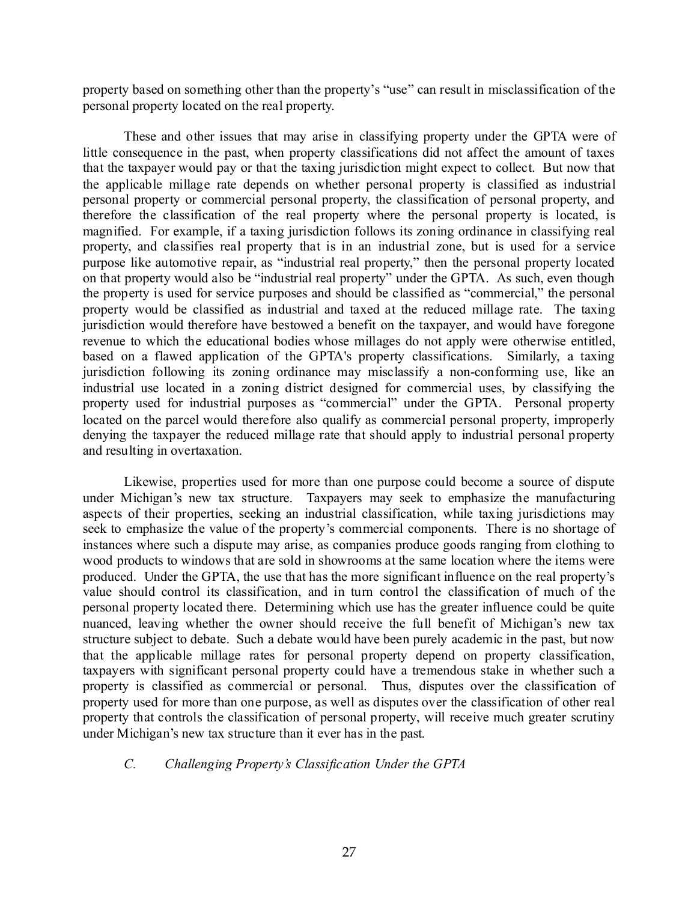property based on something other than the property's "use" can result in misclassification of the personal property located on the real property.

These and other issues that may arise in classifying property under the GPTA were of little consequence in the past, when property classifications did not affect the amount of taxes that the taxpayer would pay or that the taxing jurisdiction might expect to collect. But now that the applicable millage rate depends on whether personal property is classified as industrial personal property or commercial personal property, the classification of personal property, and therefore the classification of the real property where the personal property is located, is magnified. For example, if a taxing jurisdiction follows its zoning ordinance in classifying real property, and classifies real property that is in an industrial zone, but is used for a service purpose like automotive repair, as "industrial real property," then the personal property located on that property would also be "industrial real property" under the GPTA. As such, even though the property is used for service purposes and should be classified as "commercial," the personal property would be classified as industrial and taxed at the reduced millage rate. The taxing jurisdiction would therefore have bestowed a benefit on the taxpayer, and would have foregone revenue to which the educational bodies whose millages do not apply were otherwise entitled, based on a flawed application of the GPTA's property classifications. Similarly, a taxing jurisdiction following its zoning ordinance may misclassify a non-conforming use, like an industrial use located in a zoning district designed for commercial uses, by classifying the property used for industrial purposes as "commercial" under the GPTA. Personal property located on the parcel would therefore also qualify as commercial personal property, improperly denying the taxpayer the reduced millage rate that should apply to industrial personal property and resulting in overtaxation.

Likewise, properties used for more than one purpose could become a source of dispute under Michigan's new tax structure. Taxpayers may seek to emphasize the manufacturing aspects of their properties, seeking an industrial classification, while taxing jurisdictions may seek to emphasize the value of the property's commercial components. There is no shortage of instances where such a dispute may arise, as companies produce goods ranging from clothing to wood products to windows that are sold in showrooms at the same location where the items were produced. Under the GPTA, the use that has the more significant influence on the real property's value should control its classification, and in turn control the classification of much of the personal property located there. Determining which use has the greater influence could be quite nuanced, leaving whether the owner should receive the full benefit of Michigan's new tax structure subject to debate. Such a debate would have been purely academic in the past, but now that the applicable millage rates for personal property depend on property classification, taxpayers with significant personal property could have a tremendous stake in whether such a property is classified as commercial or personal. Thus, disputes over the classification of property used for more than one purpose, as well as disputes over the classification of other real property that controls the classification of personal property, will receive much greater scrutiny under Michigan's new tax structure than it ever has in the past.

### *C. Challenging Property's Classification Under the GPTA*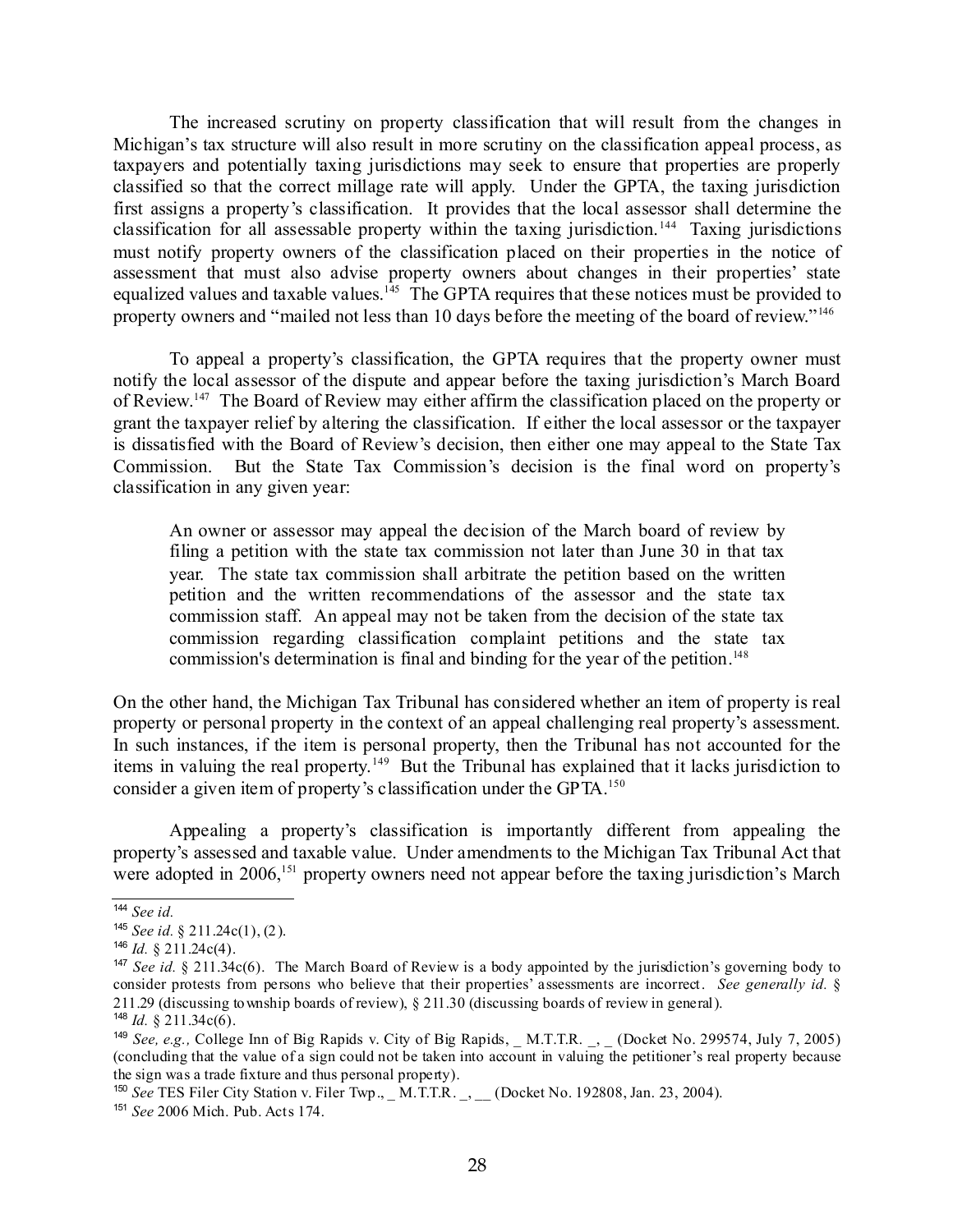The increased scrutiny on property classification that will result from the changes in Michigan's tax structure will also result in more scrutiny on the classification appeal process, as taxpayers and potentially taxing jurisdictions may seek to ensure that properties are properly classified so that the correct millage rate will apply. Under the GPTA, the taxing jurisdiction first assigns a property's classification. It provides that the local assessor shall determine the classification for all assessable property within the taxing jurisdiction.[144] Taxing jurisdictions must notify property owners of the classification placed on their properties in the notice of assessment that must also advise property owners about changes in their properties' state equalized values and taxable values.[145] The GPTA requires that these notices must be provided to property owners and "mailed not less than 10 days before the meeting of the board of review."[146]

To appeal a property's classification, the GPTA requires that the property owner must notify the local assessor of the dispute and appear before the taxing jurisdiction's March Board of Review.[147] The Board of Review may either affirm the classification placed on the property or grant the taxpayer relief by altering the classification. If either the local assessor or the taxpayer is dissatisfied with the Board of Review's decision, then either one may appeal to the State Tax Commission. But the State Tax Commission's decision is the final word on property's classification in any given year:

> An owner or assessor may appeal the decision of the March board of review by filing a petition with the state tax commission not later than June 30 in that tax year. The state tax commission shall arbitrate the petition based on the written petition and the written recommendations of the assessor and the state tax commission staff. An appeal may not be taken from the decision of the state tax commission regarding classification complaint petitions and the state tax commission's determination is final and binding for the year of the petition.[148]

On the other hand, the Michigan Tax Tribunal has considered whether an item of property is real property or personal property in the context of an appeal challenging real property's assessment. In such instances, if the item is personal property, then the Tribunal has not accounted for the items in valuing the real property.[149] But the Tribunal has explained that it lacks jurisdiction to consider a given item of property's classification under the GPTA.[150]

Appealing a property's classification is importantly different from appealing the property's assessed and taxable value. Under amendments to the Michigan Tax Tribunal Act that were adopted in 2006,[151] property owners need not appear before the taxing jurisdiction's March

---

[144] *See id.*

[145] *See id.* § 211.24c(1), (2).

[146] *Id.* § 211.24c(4).

[147] *See id.* § 211.34c(6). The March Board of Review is a body appointed by the jurisdiction's governing body to consider protests from persons who believe that their properties' assessments are incorrect. *See generally id.* § 211.29 (discussing township boards of review), § 211.30 (discussing boards of review in general).

[148] *Id.* § 211.34c(6).

[149] *See, e.g.,* College Inn of Big Rapids v. City of Big Rapids, _ M.T.T.R. _, _ (Docket No. 299574, July 7, 2005) (concluding that the value of a sign could not be taken into account in valuing the petitioner's real property because the sign was a trade fixture and thus personal property).

[150] *See* TES Filer City Station v. Filer Twp., _ M.T.T.R. _, __ (Docket No. 192808, Jan. 23, 2004).

[151] *See* 2006 Mich. Pub. Acts 174.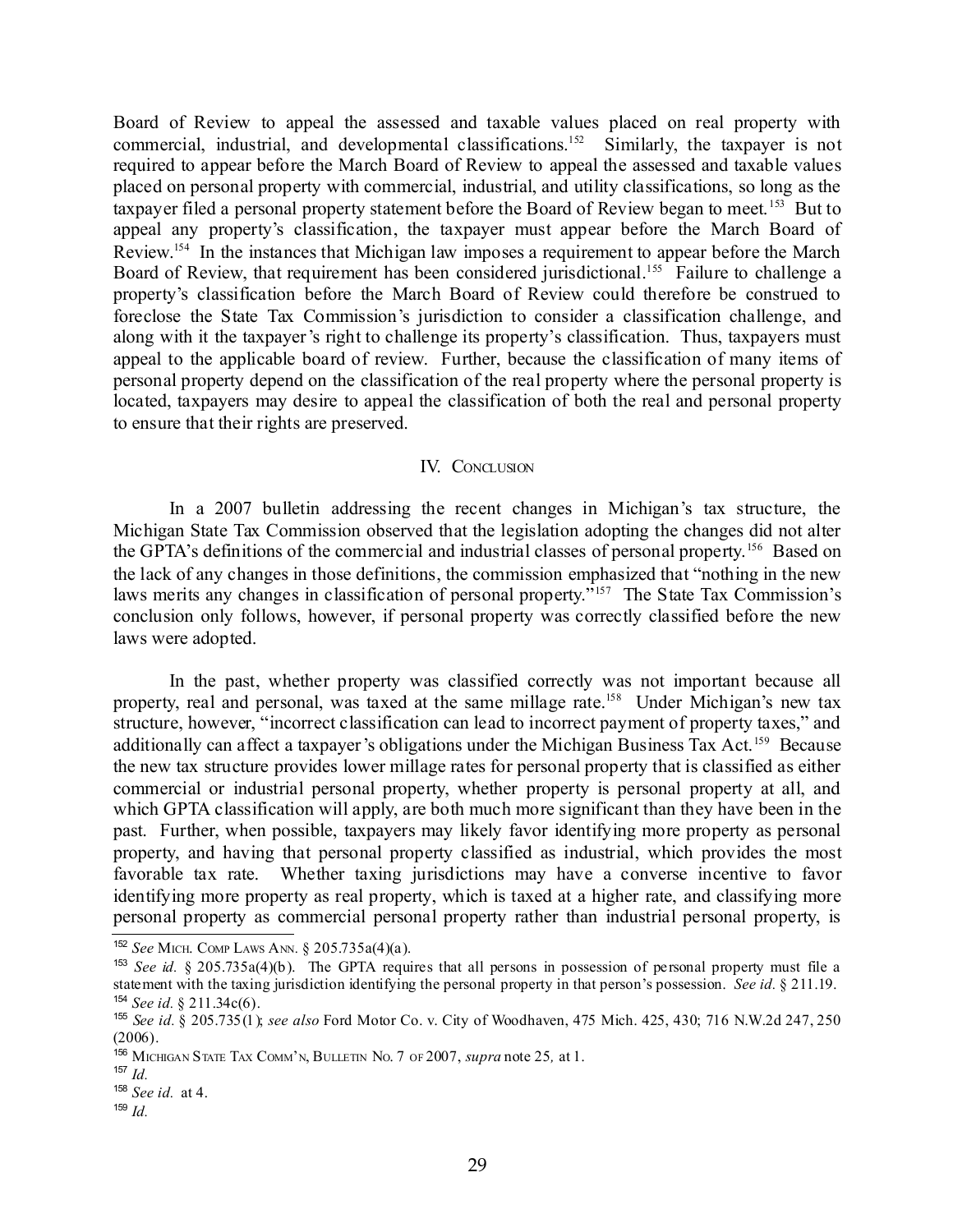Board of Review to appeal the assessed and taxable values placed on real property with commercial, industrial, and developmental classifications.[152] Similarly, the taxpayer is not required to appear before the March Board of Review to appeal the assessed and taxable values placed on personal property with commercial, industrial, and utility classifications, so long as the taxpayer filed a personal property statement before the Board of Review began to meet.[153] But to appeal any property's classification, the taxpayer must appear before the March Board of Review.[154] In the instances that Michigan law imposes a requirement to appear before the March Board of Review, that requirement has been considered jurisdictional.[155] Failure to challenge a property's classification before the March Board of Review could therefore be construed to foreclose the State Tax Commission's jurisdiction to consider a classification challenge, and along with it the taxpayer's right to challenge its property's classification. Thus, taxpayers must appeal to the applicable board of review. Further, because the classification of many items of personal property depend on the classification of the real property where the personal property is located, taxpayers may desire to appeal the classification of both the real and personal property to ensure that their rights are preserved.

## IV. Conclusion

In a 2007 bulletin addressing the recent changes in Michigan's tax structure, the Michigan State Tax Commission observed that the legislation adopting the changes did not alter the GPTA's definitions of the commercial and industrial classes of personal property.[156] Based on the lack of any changes in those definitions, the commission emphasized that "nothing in the new laws merits any changes in classification of personal property."[157] The State Tax Commission's conclusion only follows, however, if personal property was correctly classified before the new laws were adopted.

In the past, whether property was classified correctly was not important because all property, real and personal, was taxed at the same millage rate.[158] Under Michigan's new tax structure, however, "incorrect classification can lead to incorrect payment of property taxes," and additionally can affect a taxpayer's obligations under the Michigan Business Tax Act.[159] Because the new tax structure provides lower millage rates for personal property that is classified as either commercial or industrial personal property, whether property is personal property at all, and which GPTA classification will apply, are both much more significant than they have been in the past. Further, when possible, taxpayers may likely favor identifying more property as personal property, and having that personal property classified as industrial, which provides the most favorable tax rate. Whether taxing jurisdictions may have a converse incentive to favor identifying more property as real property, which is taxed at a higher rate, and classifying more personal property as commercial personal property rather than industrial personal property, is

---

[152] *See* Mich. Comp. Laws Ann. § 205.735a(4)(a).

[153] *See id.* § 205.735a(4)(b). The GPTA requires that all persons in possession of personal property must file a statement with the taxing jurisdiction identifying the personal property in that person's possession. *See id.* § 211.19.

[154] *See id.* § 211.34c(6).

[155] *See id.* § 205.735(1); *see also* Ford Motor Co. v. City of Woodhaven, 475 Mich. 425, 430; 716 N.W.2d 247, 250 (2006).

[156] Michigan State Tax Comm'n, Bulletin No. 7 of 2007, *supra* note 25, at 1.

[157] *Id.*

[158] *See id.* at 4.

[159] *Id.*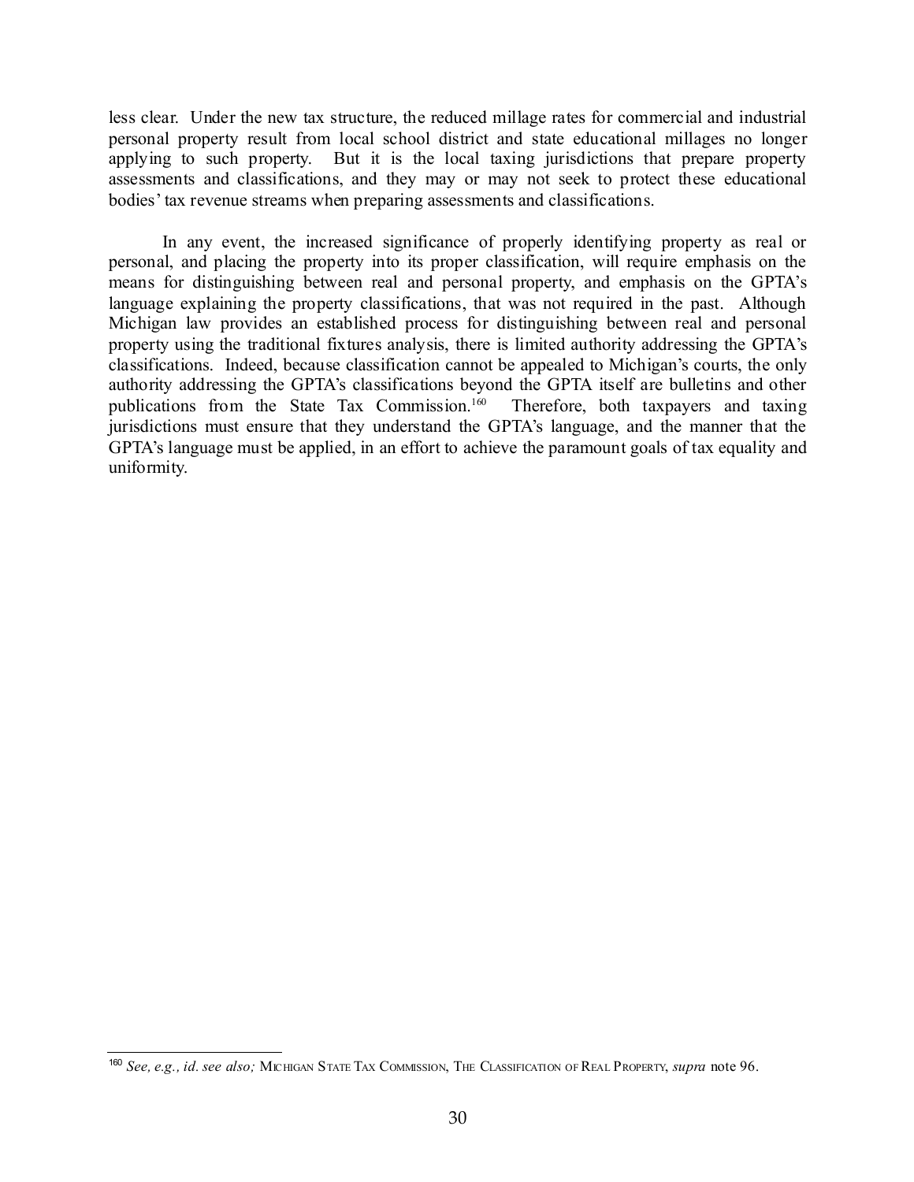less clear. Under the new tax structure, the reduced millage rates for commercial and industrial personal property result from local school district and state educational millages no longer applying to such property. But it is the local taxing jurisdictions that prepare property assessments and classifications, and they may or may not seek to protect these educational bodies' tax revenue streams when preparing assessments and classifications.

In any event, the increased significance of properly identifying property as real or personal, and placing the property into its proper classification, will require emphasis on the means for distinguishing between real and personal property, and emphasis on the GPTA's language explaining the property classifications, that was not required in the past. Although Michigan law provides an established process for distinguishing between real and personal property using the traditional fixtures analysis, there is limited authority addressing the GPTA's classifications. Indeed, because classification cannot be appealed to Michigan's courts, the only authority addressing the GPTA's classifications beyond the GPTA itself are bulletins and other publications from the State Tax Commission.[160] Therefore, both taxpayers and taxing jurisdictions must ensure that they understand the GPTA's language, and the manner that the GPTA's language must be applied, in an effort to achieve the paramount goals of tax equality and uniformity.

---

[160] *See, e.g., id. see also;* MICHIGAN STATE TAX COMMISSION, THE CLASSIFICATION OF REAL PROPERTY, *supra* note 96.